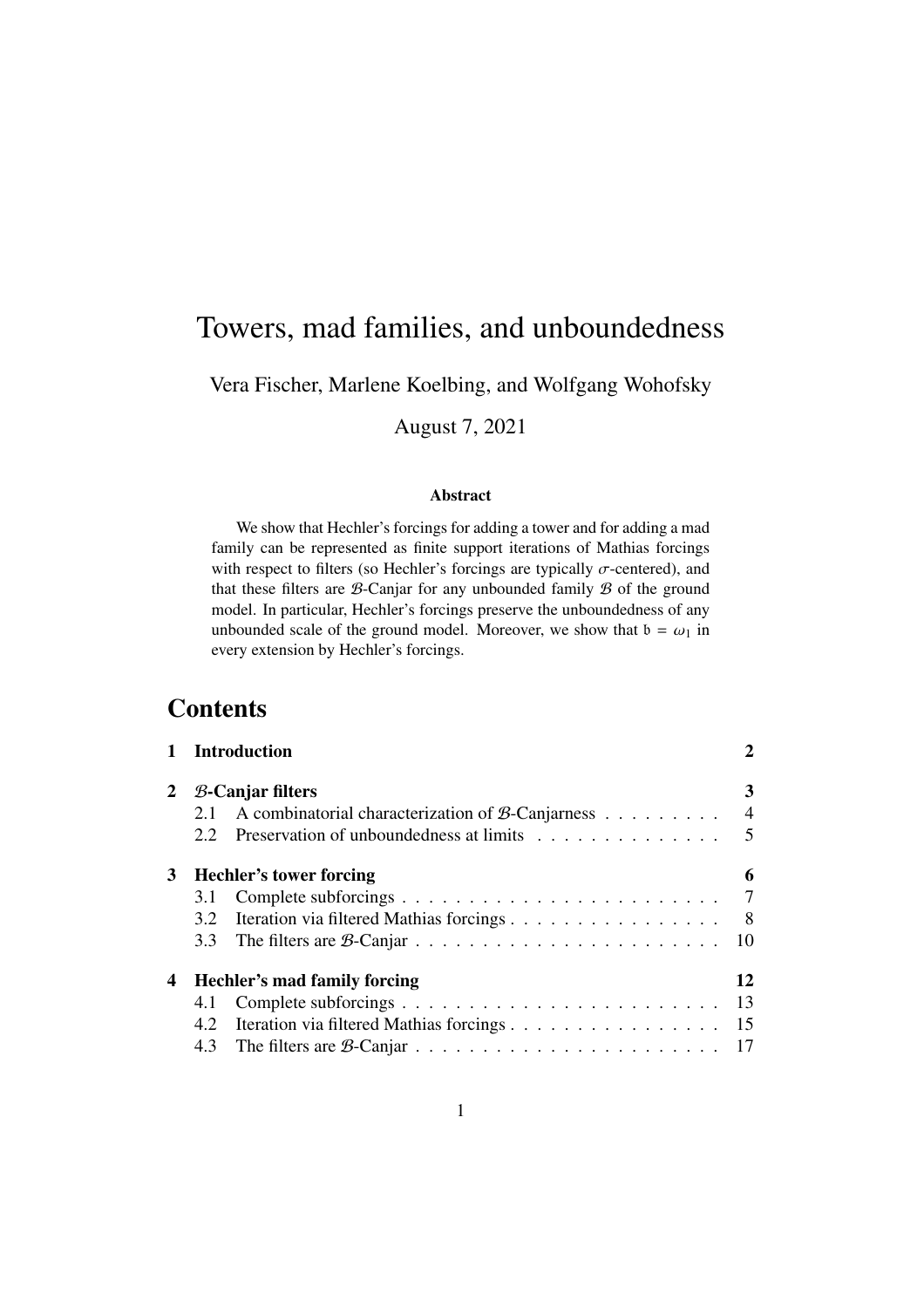# Towers, mad families, and unboundedness

Vera Fischer, Marlene Koelbing, and Wolfgang Wohofsky

August 7, 2021

### Abstract

We show that Hechler's forcings for adding a tower and for adding a mad family can be represented as finite support iterations of Mathias forcings with respect to filters (so Hechler's forcings are typically $\sigma$-centered), and that these filters are $\mathcal{B}$-Canjar for any unbounded family $\mathcal{B}$ of the ground model. In particular, Hechler's forcings preserve the unboundedness of any unbounded scale of the ground model. Moreover, we show that $\mathfrak{b} = \omega_1$ in every extension by Hechler's forcings.

## Contents

| | | |
|---|---|---|
| **1** | **Introduction** | **2** |
| **2** | **$\mathcal{B}$-Canjar filters** | **3** |
| | 2.1 A combinatorial characterization of $\mathcal{B}$-Canjarness | 4 |
| | 2.2 Preservation of unboundedness at limits | 5 |
| **3** | **Hechler's tower forcing** | **6** |
| | 3.1 Complete subforcings | 7 |
| | 3.2 Iteration via filtered Mathias forcings | 8 |
| | 3.3 The filters are $\mathcal{B}$-Canjar | 10 |
| **4** | **Hechler's mad family forcing** | **12** |
| | 4.1 Complete subforcings | 13 |
| | 4.2 Iteration via filtered Mathias forcings | 15 |
| | 4.3 The filters are $\mathcal{B}$-Canjar | 17 |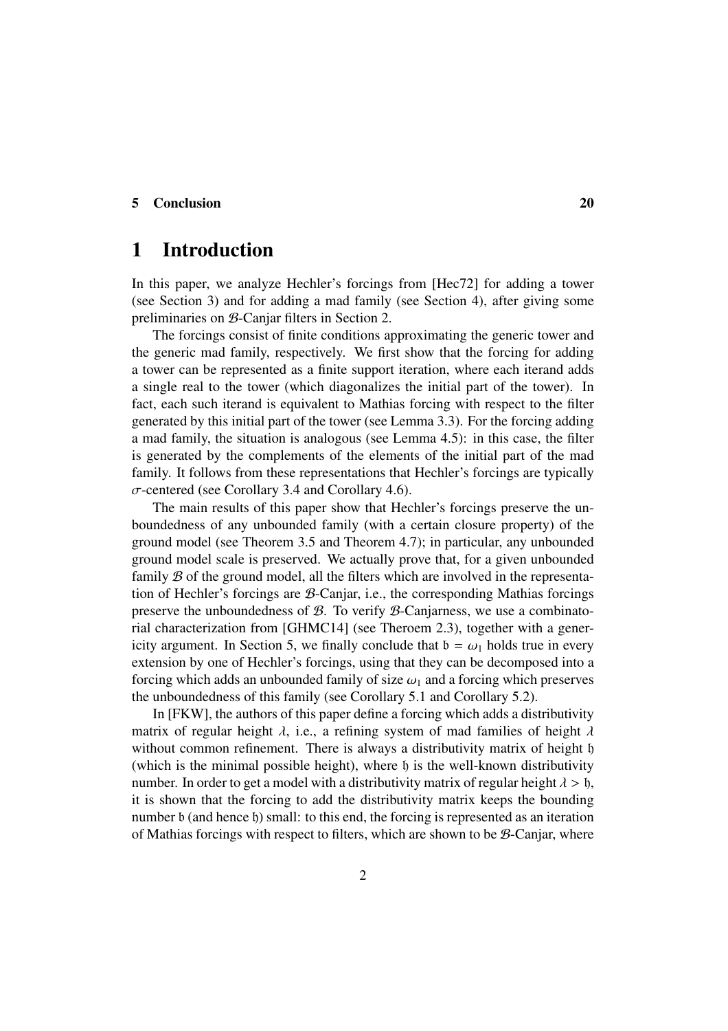5 Conclusion 20

# 1 Introduction

In this paper, we analyze Hechler's forcings from [Hec72] for adding a tower (see Section 3) and for adding a mad family (see Section 4), after giving some preliminaries on $\mathcal{B}$-Canjar filters in Section 2.

The forcings consist of finite conditions approximating the generic tower and the generic mad family, respectively. We first show that the forcing for adding a tower can be represented as a finite support iteration, where each iterand adds a single real to the tower (which diagonalizes the initial part of the tower). In fact, each such iterand is equivalent to Mathias forcing with respect to the filter generated by this initial part of the tower (see Lemma 3.3). For the forcing adding a mad family, the situation is analogous (see Lemma 4.5): in this case, the filter is generated by the complements of the elements of the initial part of the mad family. It follows from these representations that Hechler's forcings are typically $\sigma$-centered (see Corollary 3.4 and Corollary 4.6).

The main results of this paper show that Hechler's forcings preserve the unboundedness of any unbounded family (with a certain closure property) of the ground model (see Theorem 3.5 and Theorem 4.7); in particular, any unbounded ground model scale is preserved. We actually prove that, for a given unbounded family $\mathcal{B}$ of the ground model, all the filters which are involved in the representation of Hechler's forcings are $\mathcal{B}$-Canjar, i.e., the corresponding Mathias forcings preserve the unboundedness of $\mathcal{B}$. To verify $\mathcal{B}$-Canjarness, we use a combinatorial characterization from [GHMC14] (see Theroem 2.3), together with a genericity argument. In Section 5, we finally conclude that $\mathfrak{b} = \omega_1$ holds true in every extension by one of Hechler's forcings, using that they can be decomposed into a forcing which adds an unbounded family of size $\omega_1$ and a forcing which preserves the unboundedness of this family (see Corollary 5.1 and Corollary 5.2).

In [FKW], the authors of this paper define a forcing which adds a distributivity matrix of regular height $\lambda$, i.e., a refining system of mad families of height $\lambda$ without common refinement. There is always a distributivity matrix of height $\mathfrak{h}$ (which is the minimal possible height), where $\mathfrak{h}$ is the well-known distributivity number. In order to get a model with a distributivity matrix of regular height $\lambda > \mathfrak{h}$, it is shown that the forcing to add the distributivity matrix keeps the bounding number $\mathfrak{b}$ (and hence $\mathfrak{h}$) small: to this end, the forcing is represented as an iteration of Mathias forcings with respect to filters, which are shown to be $\mathcal{B}$-Canjar, where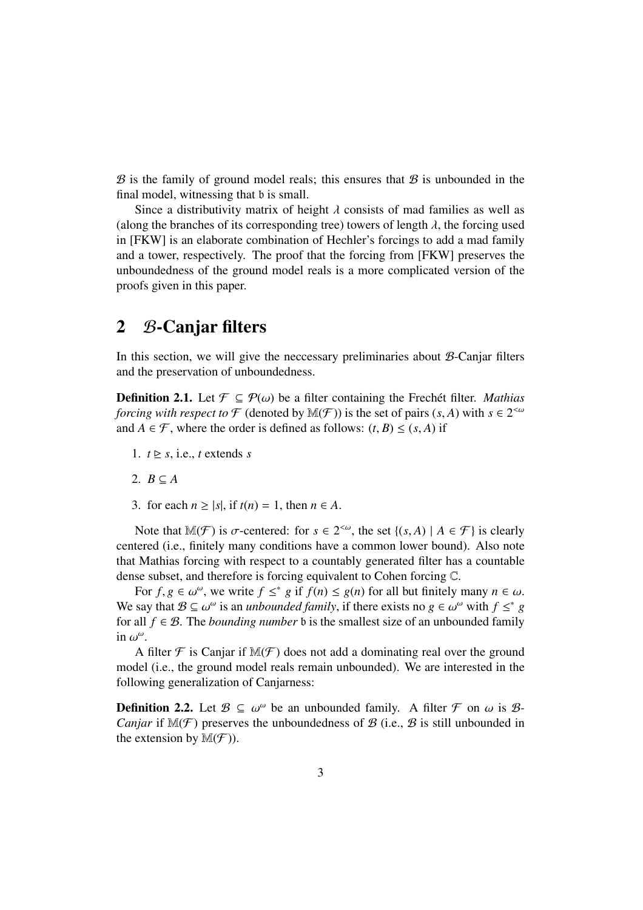$\mathcal{B}$ is the family of ground model reals; this ensures that $\mathcal{B}$ is unbounded in the final model, witnessing that $\mathfrak{b}$ is small.

Since a distributivity matrix of height $\lambda$ consists of mad families as well as (along the branches of its corresponding tree) towers of length $\lambda$, the forcing used in [FKW] is an elaborate combination of Hechler's forcings to add a mad family and a tower, respectively. The proof that the forcing from [FKW] preserves the unboundedness of the ground model reals is a more complicated version of the proofs given in this paper.

## 2 $\mathcal{B}$-Canjar filters

In this section, we will give the neccessary preliminaries about $\mathcal{B}$-Canjar filters and the preservation of unboundedness.

**Definition 2.1.** Let $\mathcal{F} \subseteq \mathcal{P}(\omega)$ be a filter containing the Frechét filter. *Mathias forcing with respect to $\mathcal{F}$* (denoted by $\mathbb{M}(\mathcal{F})$) is the set of pairs $(s, A)$ with $s \in 2^{<\omega}$ and $A \in \mathcal{F}$, where the order is defined as follows: $(t, B) \leq (s, A)$ if

1. $t \trianglerighteq s$, i.e., $t$ extends $s$
2. $B \subseteq A$
3. for each $n \geq |s|$, if $t(n) = 1$, then $n \in A$.

Note that $\mathbb{M}(\mathcal{F})$ is $\sigma$-centered: for $s \in 2^{<\omega}$, the set $\{(s, A) \mid A \in \mathcal{F}\}$ is clearly centered (i.e., finitely many conditions have a common lower bound). Also note that Mathias forcing with respect to a countably generated filter has a countable dense subset, and therefore is forcing equivalent to Cohen forcing $\mathbb{C}$.

For $f, g \in \omega^\omega$, we write $f \leq^* g$ if $f(n) \leq g(n)$ for all but finitely many $n \in \omega$. We say that $\mathcal{B} \subseteq \omega^\omega$ is an *unbounded family*, if there exists no $g \in \omega^\omega$ with $f \leq^* g$ for all $f \in \mathcal{B}$. The *bounding number* $\mathfrak{b}$ is the smallest size of an unbounded family in $\omega^\omega$.

A filter $\mathcal{F}$ is Canjar if $\mathbb{M}(\mathcal{F})$ does not add a dominating real over the ground model (i.e., the ground model reals remain unbounded). We are interested in the following generalization of Canjarness:

**Definition 2.2.** Let $\mathcal{B} \subseteq \omega^\omega$ be an unbounded family. A filter $\mathcal{F}$ on $\omega$ is *$\mathcal{B}$-Canjar* if $\mathbb{M}(\mathcal{F})$ preserves the unboundedness of $\mathcal{B}$ (i.e., $\mathcal{B}$ is still unbounded in the extension by $\mathbb{M}(\mathcal{F})$).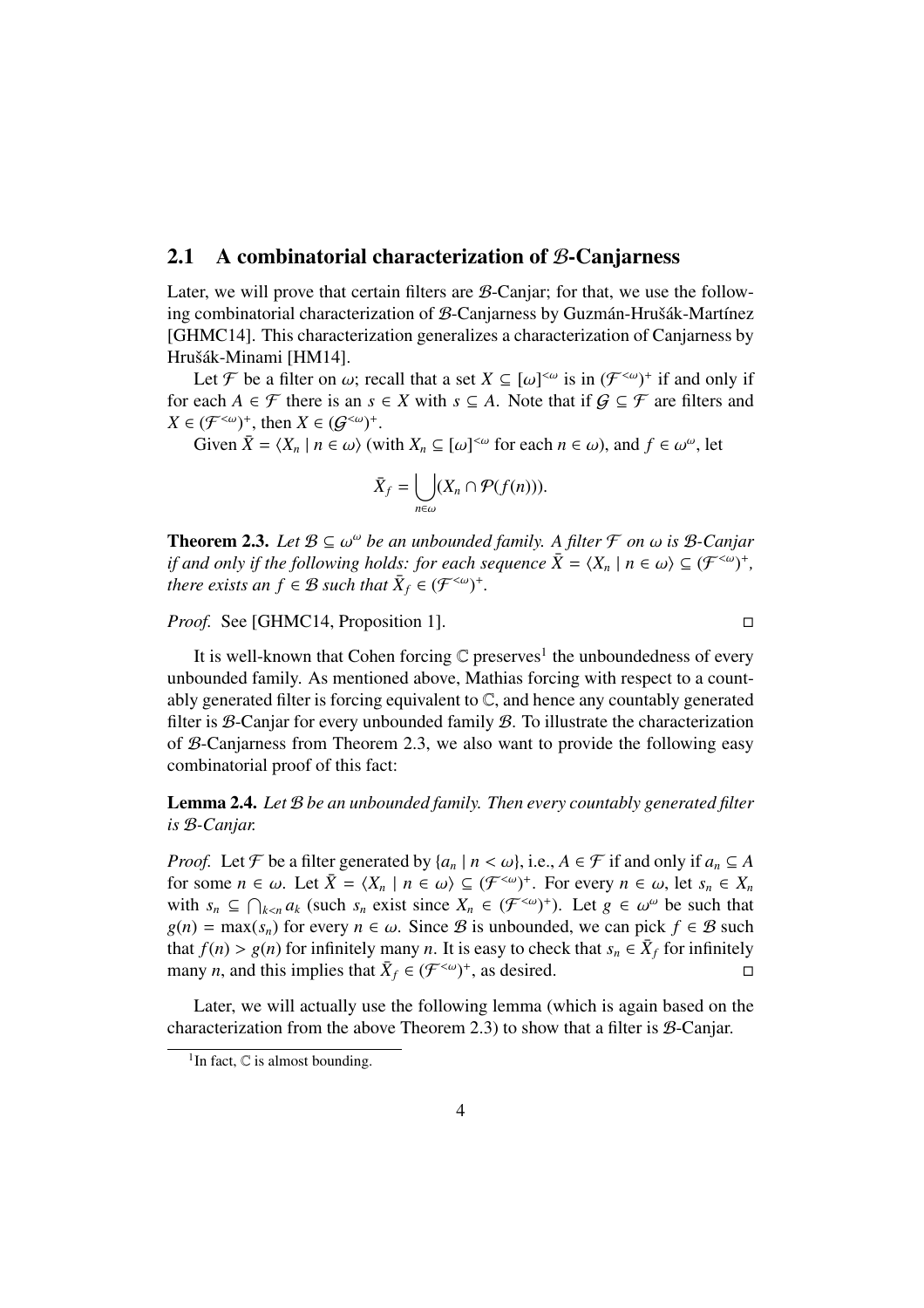## 2.1 A combinatorial characterization of $\mathcal{B}$-Canjarness

Later, we will prove that certain filters are $\mathcal{B}$-Canjar; for that, we use the following combinatorial characterization of $\mathcal{B}$-Canjarness by Guzmán-Hrušák-Martínez [GHMC14]. This characterization generalizes a characterization of Canjarness by Hrušák-Minami [HM14].

Let $\mathcal{F}$ be a filter on $\omega$; recall that a set $X \subseteq [\omega]^{<\omega}$ is in $(\mathcal{F}^{<\omega})^+$ if and only if for each $A \in \mathcal{F}$ there is an $s \in X$ with $s \subseteq A$. Note that if $\mathcal{G} \subseteq \mathcal{F}$ are filters and $X \in (\mathcal{F}^{<\omega})^+$, then $X \in (\mathcal{G}^{<\omega})^+$.

Given $\bar{X} = \langle X_n \mid n \in \omega \rangle$ (with $X_n \subseteq [\omega]^{<\omega}$ for each $n \in \omega$), and $f \in \omega^\omega$, let

$$\bar{X}_f = \bigcup_{n \in \omega} (X_n \cap \mathcal{P}(f(n))).$$

**Theorem 2.3.** *Let $\mathcal{B} \subseteq \omega^\omega$ be an unbounded family. A filter $\mathcal{F}$ on $\omega$ is $\mathcal{B}$-Canjar if and only if the following holds: for each sequence $\bar{X} = \langle X_n \mid n \in \omega \rangle \subseteq (\mathcal{F}^{<\omega})^+$, there exists an $f \in \mathcal{B}$ such that $\bar{X}_f \in (\mathcal{F}^{<\omega})^+$.*

*Proof.* See [GHMC14, Proposition 1]. □

It is well-known that Cohen forcing $\mathbb{C}$ preserves[1] the unboundedness of every unbounded family. As mentioned above, Mathias forcing with respect to a countably generated filter is forcing equivalent to $\mathbb{C}$, and hence any countably generated filter is $\mathcal{B}$-Canjar for every unbounded family $\mathcal{B}$. To illustrate the characterization of $\mathcal{B}$-Canjarness from Theorem 2.3, we also want to provide the following easy combinatorial proof of this fact:

**Lemma 2.4.** *Let $\mathcal{B}$ be an unbounded family. Then every countably generated filter is $\mathcal{B}$-Canjar.*

*Proof.* Let $\mathcal{F}$ be a filter generated by $\{a_n \mid n < \omega\}$, i.e., $A \in \mathcal{F}$ if and only if $a_n \subseteq A$ for some $n \in \omega$. Let $\bar{X} = \langle X_n \mid n \in \omega \rangle \subseteq (\mathcal{F}^{<\omega})^+$. For every $n \in \omega$, let $s_n \in X_n$ with $s_n \subseteq \bigcap_{k<n} a_k$ (such $s_n$ exist since $X_n \in (\mathcal{F}^{<\omega})^+$). Let $g \in \omega^\omega$ be such that $g(n) = \max(s_n)$ for every $n \in \omega$. Since $\mathcal{B}$ is unbounded, we can pick $f \in \mathcal{B}$ such that $f(n) > g(n)$ for infinitely many $n$. It is easy to check that $s_n \in \bar{X}_f$ for infinitely many $n$, and this implies that $\bar{X}_f \in (\mathcal{F}^{<\omega})^+$, as desired. □

Later, we will actually use the following lemma (which is again based on the characterization from the above Theorem 2.3) to show that a filter is $\mathcal{B}$-Canjar.

---

[1] In fact, $\mathbb{C}$ is almost bounding.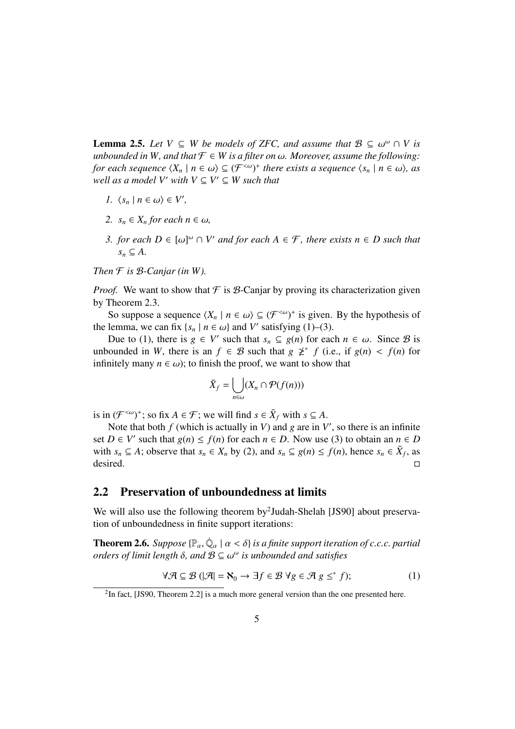**Lemma 2.5.** *Let $V \subseteq W$ be models of ZFC, and assume that $\mathcal{B} \subseteq \omega^\omega \cap V$ is unbounded in $W$, and that $\mathcal{F} \in W$ is a filter on $\omega$. Moreover, assume the following: for each sequence $\langle X_n \mid n \in \omega\rangle \subseteq (\mathcal{F}^{<\omega})^+$ there exists a sequence $\langle s_n \mid n \in \omega\rangle$, as well as a model $V'$ with $V \subseteq V' \subseteq W$ such that*

1. *$\langle s_n \mid n \in \omega\rangle \in V'$,*
2. *$s_n \in X_n$ for each $n \in \omega$,*
3. *for each $D \in [\omega]^\omega \cap V'$ and for each $A \in \mathcal{F}$, there exists $n \in D$ such that $s_n \subseteq A$.*

*Then $\mathcal{F}$ is $\mathcal{B}$-Canjar (in $W$).*

*Proof.* We want to show that $\mathcal{F}$ is $\mathcal{B}$-Canjar by proving its characterization given by Theorem 2.3.

So suppose a sequence $\langle X_n \mid n \in \omega\rangle \subseteq (\mathcal{F}^{<\omega})^+$ is given. By the hypothesis of the lemma, we can fix $\{s_n \mid n \in \omega\}$ and $V'$ satisfying (1)–(3).

Due to (1), there is $g \in V'$ such that $s_n \subseteq g(n)$ for each $n \in \omega$. Since $\mathcal{B}$ is unbounded in $W$, there is an $f \in \mathcal{B}$ such that $g \not\geq^* f$ (i.e., if $g(n) < f(n)$ for infinitely many $n \in \omega$); to finish the proof, we want to show that

$$\bar{X}_f = \bigcup_{n\in\omega}(X_n \cap \mathcal{P}(f(n)))$$

is in $(\mathcal{F}^{<\omega})^+$; so fix $A \in \mathcal{F}$; we will find $s \in \bar{X}_f$ with $s \subseteq A$.

Note that both $f$ (which is actually in $V$) and $g$ are in $V'$, so there is an infinite set $D \in V'$ such that $g(n) \leq f(n)$ for each $n \in D$. Now use (3) to obtain an $n \in D$ with $s_n \subseteq A$; observe that $s_n \in X_n$ by (2), and $s_n \subseteq g(n) \leq f(n)$, hence $s_n \in \bar{X}_f$, as desired. □

## 2.2 Preservation of unboundedness at limits

We will also use the following theorem by[2]Judah-Shelah [JS90] about preservation of unboundedness in finite support iterations:

**Theorem 2.6.** *Suppose $\{\mathbb{P}_\alpha, \dot{\mathbb{Q}}_\alpha \mid \alpha < \delta\}$ is a finite support iteration of c.c.c. partial orders of limit length $\delta$, and $\mathcal{B} \subseteq \omega^\omega$ is unbounded and satisfies*

$$\forall \mathcal{A} \subseteq \mathcal{B}\ (|\mathcal{A}| = \aleph_0 \rightarrow \exists f \in \mathcal{B}\ \forall g \in \mathcal{A}\ g \leq^* f); \tag{1}$$

[2]In fact, [JS90, Theorem 2.2] is a much more general version than the one presented here.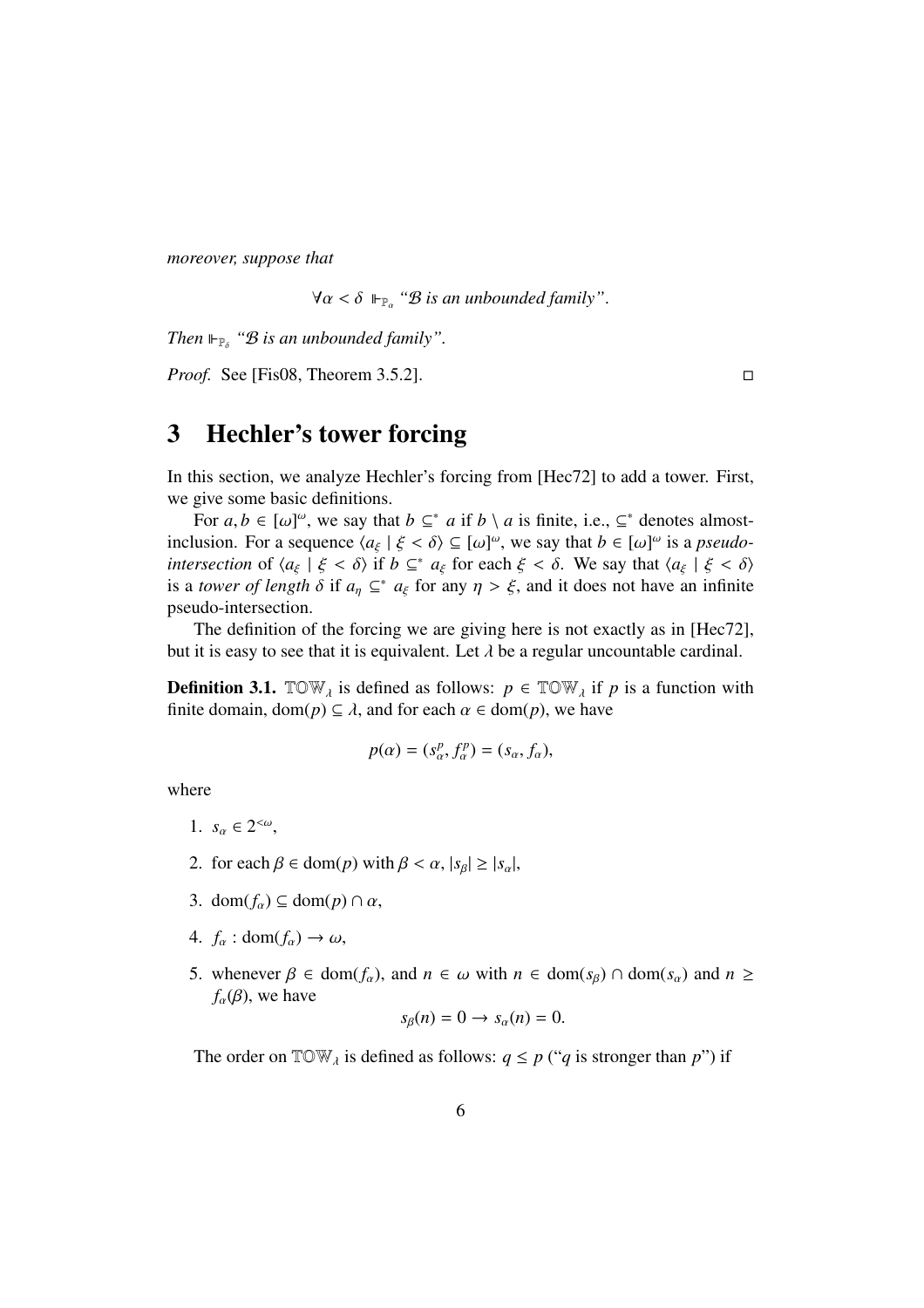*moreover, suppose that*

$$\forall \alpha < \delta \Vdash_{\mathbb{P}_\alpha} \text{“}\mathcal{B} \text{ is an unbounded family”}.$$

*Then* $\Vdash_{\mathbb{P}_\delta}$ *“$\mathcal{B}$ is an unbounded family”.*

*Proof.* See [Fis08, Theorem 3.5.2]. □

## 3 Hechler's tower forcing

In this section, we analyze Hechler's forcing from [Hec72] to add a tower. First, we give some basic definitions.

For $a, b \in [\omega]^\omega$, we say that $b \subseteq^* a$ if $b \setminus a$ is finite, i.e., $\subseteq^*$ denotes almost-inclusion. For a sequence $\langle a_\xi \mid \xi < \delta \rangle \subseteq [\omega]^\omega$, we say that $b \in [\omega]^\omega$ is a *pseudo-intersection* of $\langle a_\xi \mid \xi < \delta \rangle$ if $b \subseteq^* a_\xi$ for each $\xi < \delta$. We say that $\langle a_\xi \mid \xi < \delta \rangle$ is a *tower of length* $\delta$ if $a_\eta \subseteq^* a_\xi$ for any $\eta > \xi$, and it does not have an infinite pseudo-intersection.

The definition of the forcing we are giving here is not exactly as in [Hec72], but it is easy to see that it is equivalent. Let $\lambda$ be a regular uncountable cardinal.

**Definition 3.1.** $\mathbb{TOW}_\lambda$ is defined as follows: $p \in \mathbb{TOW}_\lambda$ if $p$ is a function with finite domain, $\mathrm{dom}(p) \subseteq \lambda$, and for each $\alpha \in \mathrm{dom}(p)$, we have

$$p(\alpha) = (s^p_\alpha, f^p_\alpha) = (s_\alpha, f_\alpha),$$

where

1. $s_\alpha \in 2^{<\omega}$,
2. for each $\beta \in \mathrm{dom}(p)$ with $\beta < \alpha$, $|s_\beta| \geq |s_\alpha|$,
3. $\mathrm{dom}(f_\alpha) \subseteq \mathrm{dom}(p) \cap \alpha$,
4. $f_\alpha : \mathrm{dom}(f_\alpha) \to \omega$,
5. whenever $\beta \in \mathrm{dom}(f_\alpha)$, and $n \in \omega$ with $n \in \mathrm{dom}(s_\beta) \cap \mathrm{dom}(s_\alpha)$ and $n \geq f_\alpha(\beta)$, we have
$$s_\beta(n) = 0 \to s_\alpha(n) = 0.$$

The order on $\mathbb{TOW}_\lambda$ is defined as follows: $q \leq p$ (“$q$ is stronger than $p$”) if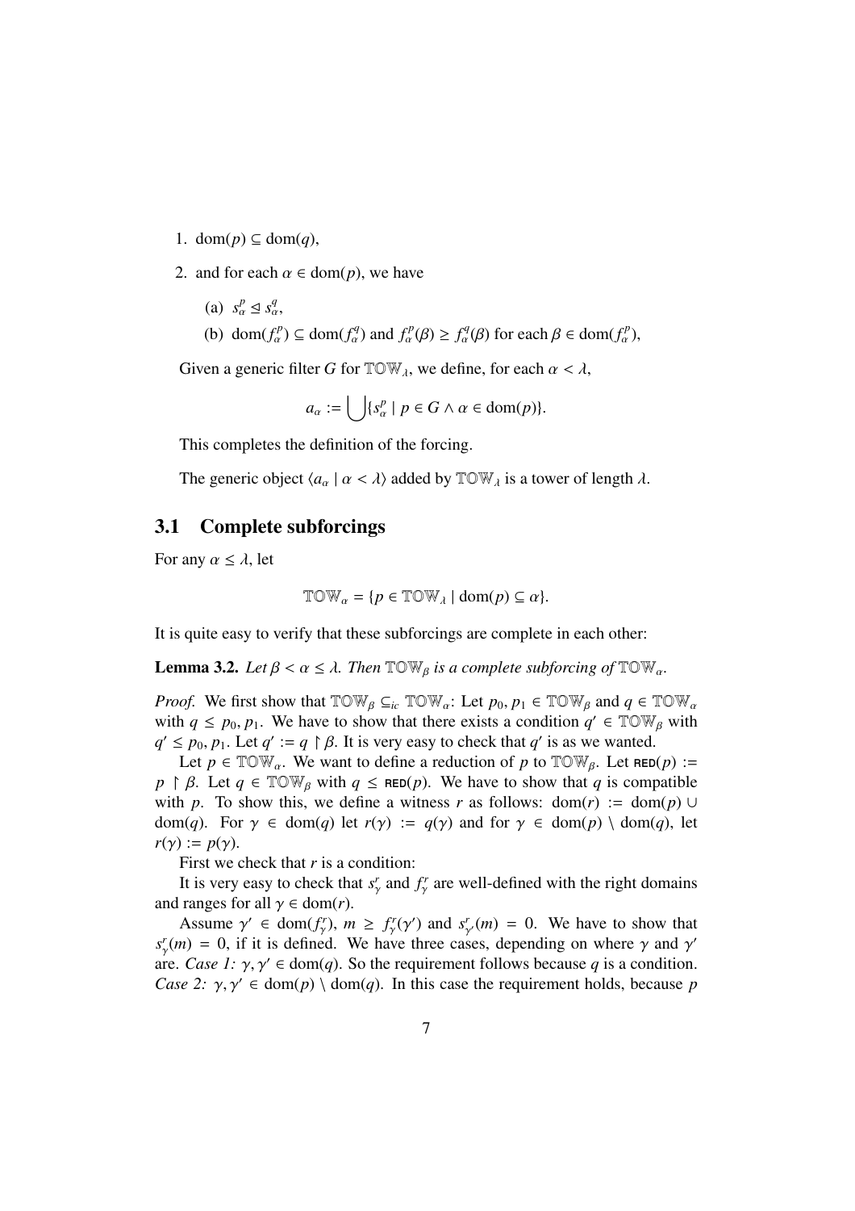1. $\operatorname{dom}(p) \subseteq \operatorname{dom}(q)$,
2. and for each $\alpha \in \operatorname{dom}(p)$, we have
   (a) $s^p_\alpha \trianglelefteq s^q_\alpha$,
   (b) $\operatorname{dom}(f^p_\alpha) \subseteq \operatorname{dom}(f^q_\alpha)$ and $f^p_\alpha(\beta) \geq f^q_\alpha(\beta)$ for each $\beta \in \operatorname{dom}(f^p_\alpha)$,

Given a generic filter $G$ for $\mathbb{TOW}_\lambda$, we define, for each $\alpha < \lambda$,

$$a_\alpha := \bigcup \{s^p_\alpha \mid p \in G \wedge \alpha \in \operatorname{dom}(p)\}.$$

This completes the definition of the forcing.

The generic object $\langle a_\alpha \mid \alpha < \lambda \rangle$ added by $\mathbb{TOW}_\lambda$ is a tower of length $\lambda$.

## 3.1 Complete subforcings

For any $\alpha \leq \lambda$, let

$$\mathbb{TOW}_\alpha = \{p \in \mathbb{TOW}_\lambda \mid \operatorname{dom}(p) \subseteq \alpha\}.$$

It is quite easy to verify that these subforcings are complete in each other:

**Lemma 3.2.** *Let $\beta < \alpha \leq \lambda$. Then $\mathbb{TOW}_\beta$ is a complete subforcing of $\mathbb{TOW}_\alpha$.*

*Proof.* We first show that $\mathbb{TOW}_\beta \subseteq_{ic} \mathbb{TOW}_\alpha$: Let $p_0, p_1 \in \mathbb{TOW}_\beta$ and $q \in \mathbb{TOW}_\alpha$ with $q \leq p_0, p_1$. We have to show that there exists a condition $q' \in \mathbb{TOW}_\beta$ with $q' \leq p_0, p_1$. Let $q' := q \restriction \beta$. It is very easy to check that $q'$ is as we wanted.

Let $p \in \mathbb{TOW}_\alpha$. We want to define a reduction of $p$ to $\mathbb{TOW}_\beta$. Let $\textsf{RED}(p) := p \restriction \beta$. Let $q \in \mathbb{TOW}_\beta$ with $q \leq \textsf{RED}(p)$. We have to show that $q$ is compatible with $p$. To show this, we define a witness $r$ as follows: $\operatorname{dom}(r) := \operatorname{dom}(p) \cup \operatorname{dom}(q)$. For $\gamma \in \operatorname{dom}(q)$ let $r(\gamma) := q(\gamma)$ and for $\gamma \in \operatorname{dom}(p) \setminus \operatorname{dom}(q)$, let $r(\gamma) := p(\gamma)$.

First we check that $r$ is a condition:

It is very easy to check that $s^r_\gamma$ and $f^r_\gamma$ are well-defined with the right domains and ranges for all $\gamma \in \operatorname{dom}(r)$.

Assume $\gamma' \in \operatorname{dom}(f^r_\gamma)$, $m \geq f^r_\gamma(\gamma')$ and $s^r_{\gamma'}(m) = 0$. We have to show that $s^r_\gamma(m) = 0$, if it is defined. We have three cases, depending on where $\gamma$ and $\gamma'$ are. *Case 1:* $\gamma, \gamma' \in \operatorname{dom}(q)$. So the requirement follows because $q$ is a condition. *Case 2:* $\gamma, \gamma' \in \operatorname{dom}(p) \setminus \operatorname{dom}(q)$. In this case the requirement holds, because $p$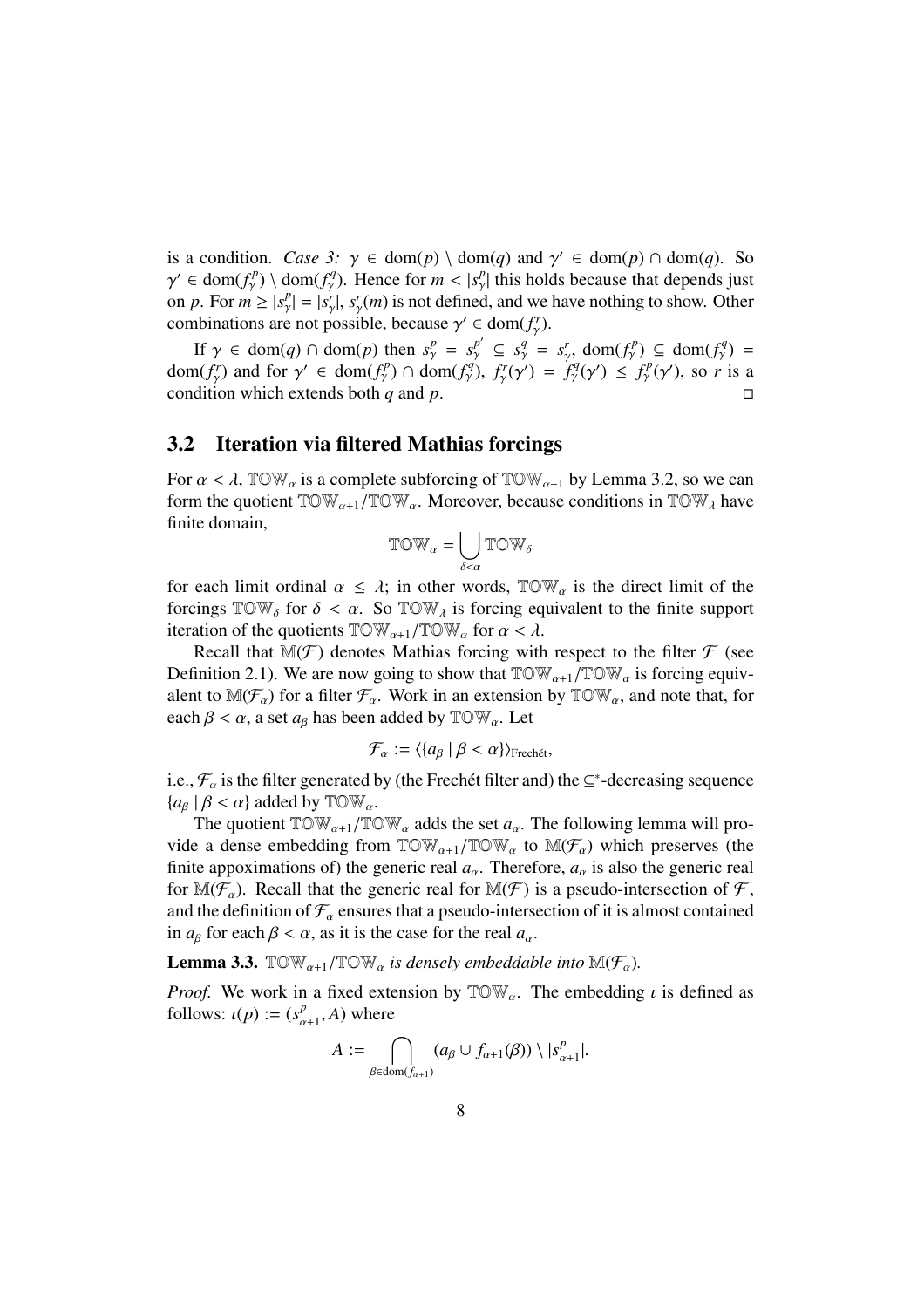is a condition. *Case 3:* $\gamma \in \mathrm{dom}(p) \setminus \mathrm{dom}(q)$ and $\gamma' \in \mathrm{dom}(p) \cap \mathrm{dom}(q)$. So $\gamma' \in \mathrm{dom}(f^p_\gamma) \setminus \mathrm{dom}(f^q_\gamma)$. Hence for $m < |s^p_\gamma|$ this holds because that depends just on $p$. For $m \geq |s^p_\gamma| = |s^r_\gamma|$, $s^r_\gamma(m)$ is not defined, and we have nothing to show. Other combinations are not possible, because $\gamma' \in \mathrm{dom}(f^r_\gamma)$.

If $\gamma \in \mathrm{dom}(q) \cap \mathrm{dom}(p)$ then $s^p_\gamma = s^{p'}_\gamma \subseteq s^q_\gamma = s^r_\gamma$, $\mathrm{dom}(f^p_\gamma) \subseteq \mathrm{dom}(f^q_\gamma) = \mathrm{dom}(f^r_\gamma)$ and for $\gamma' \in \mathrm{dom}(f^p_\gamma) \cap \mathrm{dom}(f^q_\gamma)$, $f^r_\gamma(\gamma') = f^q_\gamma(\gamma') \leq f^p_\gamma(\gamma')$, so $r$ is a condition which extends both $q$ and $p$. ◻

## 3.2 Iteration via filtered Mathias forcings

For $\alpha < \lambda$, $\mathbb{TOW}_\alpha$ is a complete subforcing of $\mathbb{TOW}_{\alpha+1}$ by Lemma 3.2, so we can form the quotient $\mathbb{TOW}_{\alpha+1}/\mathbb{TOW}_\alpha$. Moreover, because conditions in $\mathbb{TOW}_\lambda$ have finite domain,

$$\mathbb{TOW}_\alpha = \bigcup_{\delta<\alpha} \mathbb{TOW}_\delta$$

for each limit ordinal $\alpha \leq \lambda$; in other words, $\mathbb{TOW}_\alpha$ is the direct limit of the forcings $\mathbb{TOW}_\delta$ for $\delta < \alpha$. So $\mathbb{TOW}_\lambda$ is forcing equivalent to the finite support iteration of the quotients $\mathbb{TOW}_{\alpha+1}/\mathbb{TOW}_\alpha$ for $\alpha < \lambda$.

Recall that $\mathbb{M}(\mathcal{F})$ denotes Mathias forcing with respect to the filter $\mathcal{F}$ (see Definition 2.1). We are now going to show that $\mathbb{TOW}_{\alpha+1}/\mathbb{TOW}_\alpha$ is forcing equivalent to $\mathbb{M}(\mathcal{F}_\alpha)$ for a filter $\mathcal{F}_\alpha$. Work in an extension by $\mathbb{TOW}_\alpha$, and note that, for each $\beta < \alpha$, a set $a_\beta$ has been added by $\mathbb{TOW}_\alpha$. Let

$$\mathcal{F}_\alpha := \langle \{a_\beta \mid \beta < \alpha\} \rangle_{\text{Frechét}},$$

i.e., $\mathcal{F}_\alpha$ is the filter generated by (the Frechét filter and) the $\subseteq^*$-decreasing sequence $\{a_\beta \mid \beta < \alpha\}$ added by $\mathbb{TOW}_\alpha$.

The quotient $\mathbb{TOW}_{\alpha+1}/\mathbb{TOW}_\alpha$ adds the set $a_\alpha$. The following lemma will provide a dense embedding from $\mathbb{TOW}_{\alpha+1}/\mathbb{TOW}_\alpha$ to $\mathbb{M}(\mathcal{F}_\alpha)$ which preserves (the finite appoximations of) the generic real $a_\alpha$. Therefore, $a_\alpha$ is also the generic real for $\mathbb{M}(\mathcal{F}_\alpha)$. Recall that the generic real for $\mathbb{M}(\mathcal{F})$ is a pseudo-intersection of $\mathcal{F}$, and the definition of $\mathcal{F}_\alpha$ ensures that a pseudo-intersection of it is almost contained in $a_\beta$ for each $\beta < \alpha$, as it is the case for the real $a_\alpha$.

**Lemma 3.3.** *$\mathbb{TOW}_{\alpha+1}/\mathbb{TOW}_\alpha$ is densely embeddable into $\mathbb{M}(\mathcal{F}_\alpha)$.*

*Proof.* We work in a fixed extension by $\mathbb{TOW}_\alpha$. The embedding $\iota$ is defined as follows: $\iota(p) := (s^p_{\alpha+1}, A)$ where

$$A := \bigcap_{\beta \in \mathrm{dom}(f_{\alpha+1})} (a_\beta \cup f_{\alpha+1}(\beta)) \setminus |s^p_{\alpha+1}|.$$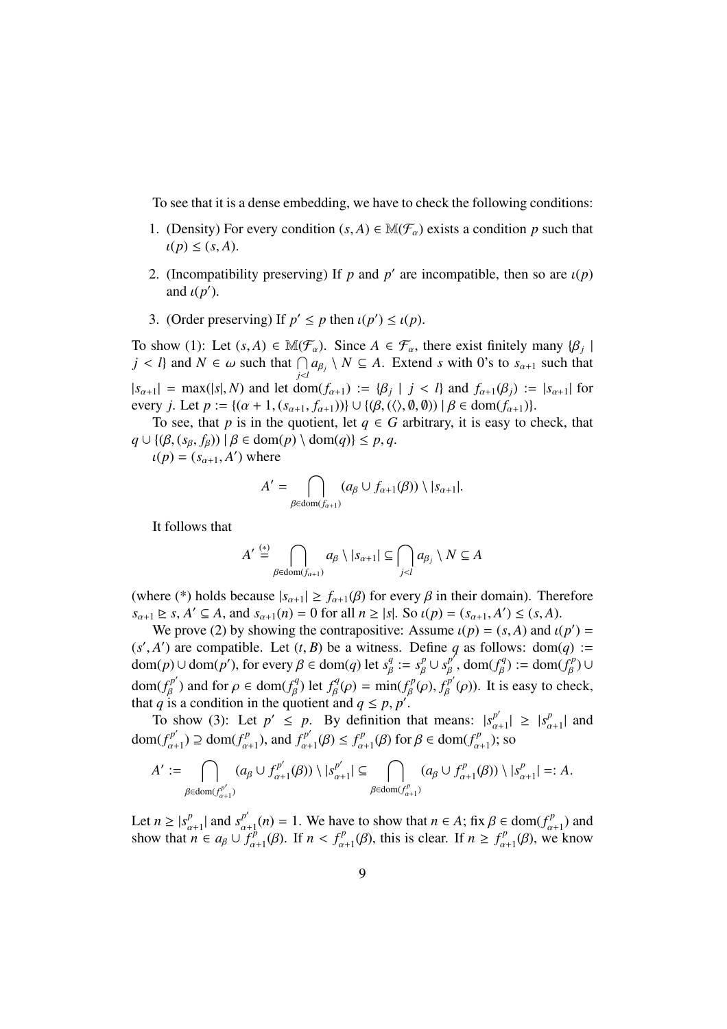To see that it is a dense embedding, we have to check the following conditions:

1. (Density) For every condition $(s, A) \in \mathbb{M}(\mathcal{F}_\alpha)$ exists a condition $p$ such that $\iota(p) \leq (s, A)$.
2. (Incompatibility preserving) If $p$ and $p'$ are incompatible, then so are $\iota(p)$ and $\iota(p')$.
3. (Order preserving) If $p' \leq p$ then $\iota(p') \leq \iota(p)$.

To show (1): Let $(s, A) \in \mathbb{M}(\mathcal{F}_\alpha)$. Since $A \in \mathcal{F}_\alpha$, there exist finitely many $\{\beta_j \mid j < l\}$ and $N \in \omega$ such that $\bigcap_{j<l} a_{\beta_j} \setminus N \subseteq A$. Extend $s$ with 0's to $s_{\alpha+1}$ such that $|s_{\alpha+1}| = \max(|s|, N)$ and let $\mathrm{dom}(f_{\alpha+1}) := \{\beta_j \mid j < l\}$ and $f_{\alpha+1}(\beta_j) := |s_{\alpha+1}|$ for every $j$. Let $p := \{(\alpha + 1, (s_{\alpha+1}, f_{\alpha+1}))\} \cup \{(\beta, (\langle\rangle, \emptyset, \emptyset)) \mid \beta \in \mathrm{dom}(f_{\alpha+1})\}$.

To see, that $p$ is in the quotient, let $q \in G$ arbitrary, it is easy to check, that $q \cup \{(\beta, (s_\beta, f_\beta)) \mid \beta \in \mathrm{dom}(p) \setminus \mathrm{dom}(q)\} \leq p, q$.

$\iota(p) = (s_{\alpha+1}, A')$ where

$$A' = \bigcap_{\beta \in \mathrm{dom}(f_{\alpha+1})} (a_\beta \cup f_{\alpha+1}(\beta)) \setminus |s_{\alpha+1}|.$$

It follows that

$$A' \overset{(*)}{=} \bigcap_{\beta \in \mathrm{dom}(f_{\alpha+1})} a_\beta \setminus |s_{\alpha+1}| \subseteq \bigcap_{j<l} a_{\beta_j} \setminus N \subseteq A$$

(where (*) holds because $|s_{\alpha+1}| \geq f_{\alpha+1}(\beta)$ for every $\beta$ in their domain). Therefore $s_{\alpha+1} \trianglerighteq s$, $A' \subseteq A$, and $s_{\alpha+1}(n) = 0$ for all $n \geq |s|$. So $\iota(p) = (s_{\alpha+1}, A') \leq (s, A)$.

We prove (2) by showing the contrapositive: Assume $\iota(p) = (s, A)$ and $\iota(p') = (s', A')$ are compatible. Let $(t, B)$ be a witness. Define $q$ as follows: $\mathrm{dom}(q) := \mathrm{dom}(p) \cup \mathrm{dom}(p')$, for every $\beta \in \mathrm{dom}(q)$ let $s^q_\beta := s^p_\beta \cup s^{p'}_\beta$, $\mathrm{dom}(f^q_\beta) := \mathrm{dom}(f^p_\beta) \cup \mathrm{dom}(f^{p'}_\beta)$ and for $\rho \in \mathrm{dom}(f^q_\beta)$ let $f^q_\beta(\rho) = \min(f^p_\beta(\rho), f^{p'}_\beta(\rho))$. It is easy to check, that $q$ is a condition in the quotient and $q \leq p, p'$.

To show (3): Let $p' \leq p$. By definition that means: $|s^{p'}_{\alpha+1}| \geq |s^p_{\alpha+1}|$ and $\mathrm{dom}(f^{p'}_{\alpha+1}) \supseteq \mathrm{dom}(f^p_{\alpha+1})$, and $f^{p'}_{\alpha+1}(\beta) \leq f^p_{\alpha+1}(\beta)$ for $\beta \in \mathrm{dom}(f^p_{\alpha+1})$; so

$$A' := \bigcap_{\beta \in \mathrm{dom}(f^{p'}_{\alpha+1})} (a_\beta \cup f^{p'}_{\alpha+1}(\beta)) \setminus |s^{p'}_{\alpha+1}| \subseteq \bigcap_{\beta \in \mathrm{dom}(f^p_{\alpha+1})} (a_\beta \cup f^p_{\alpha+1}(\beta)) \setminus |s^p_{\alpha+1}| =: A.$$

Let $n \geq |s^p_{\alpha+1}|$ and $s^{p'}_{\alpha+1}(n) = 1$. We have to show that $n \in A$; fix $\beta \in \mathrm{dom}(f^p_{\alpha+1})$ and show that $n \in a_\beta \cup f^p_{\alpha+1}(\beta)$. If $n < f^p_{\alpha+1}(\beta)$, this is clear. If $n \geq f^p_{\alpha+1}(\beta)$, we know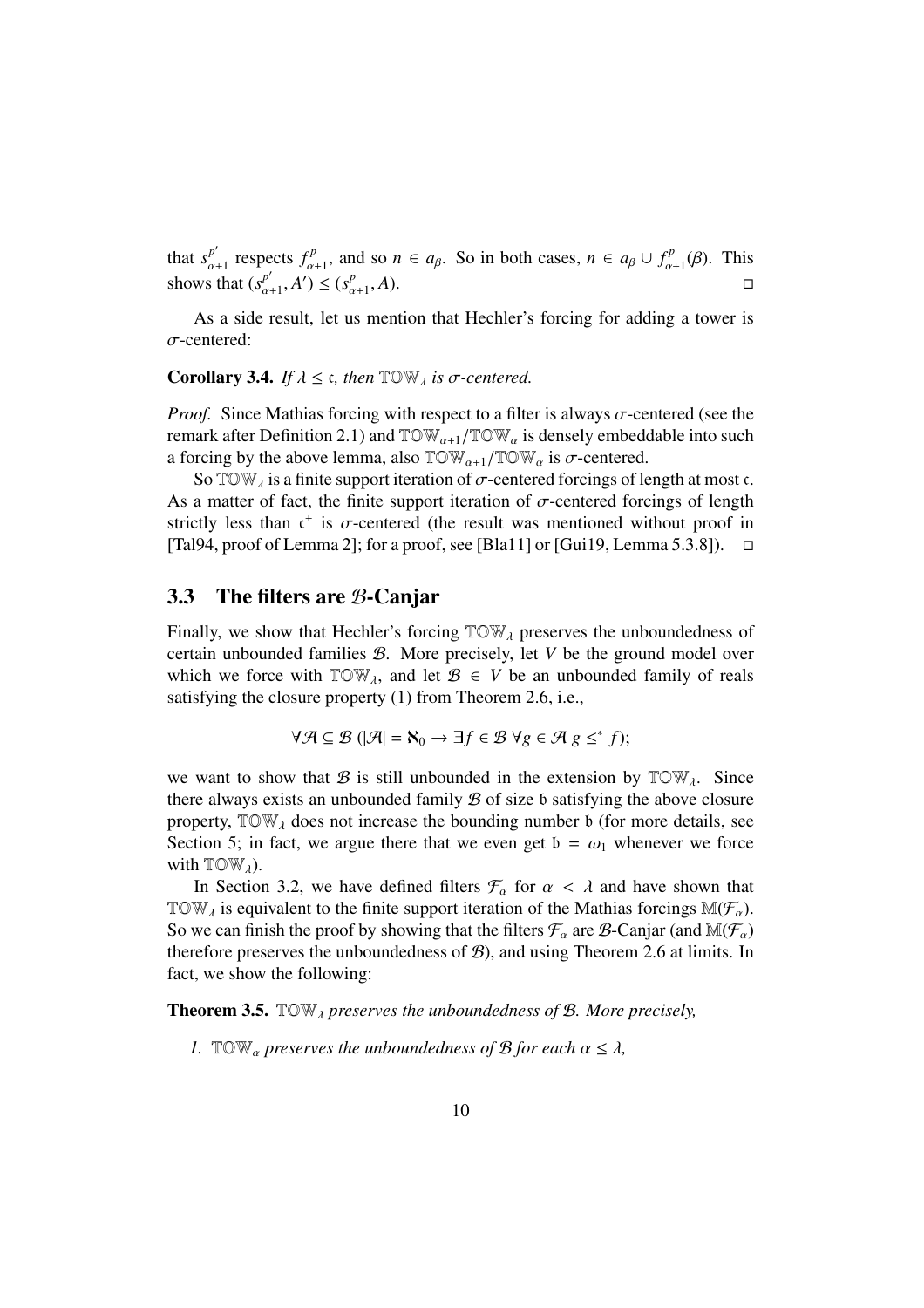that $s^{p'}_{\alpha+1}$ respects $f^p_{\alpha+1}$, and so $n \in a_\beta$. So in both cases, $n \in a_\beta \cup f^p_{\alpha+1}(\beta)$. This shows that $(s^{p'}_{\alpha+1}, A') \leq (s^p_{\alpha+1}, A)$. □

As a side result, let us mention that Hechler's forcing for adding a tower is $\sigma$-centered:

**Corollary 3.4.** *If $\lambda \leq \mathfrak{c}$, then $\mathbb{TOW}_\lambda$ is $\sigma$-centered.*

*Proof.* Since Mathias forcing with respect to a filter is always $\sigma$-centered (see the remark after Definition 2.1) and $\mathbb{TOW}_{\alpha+1}/\mathbb{TOW}_\alpha$ is densely embeddable into such a forcing by the above lemma, also $\mathbb{TOW}_{\alpha+1}/\mathbb{TOW}_\alpha$ is $\sigma$-centered.

So $\mathbb{TOW}_\lambda$ is a finite support iteration of $\sigma$-centered forcings of length at most $\mathfrak{c}$. As a matter of fact, the finite support iteration of $\sigma$-centered forcings of length strictly less than $\mathfrak{c}^+$ is $\sigma$-centered (the result was mentioned without proof in [Tal94, proof of Lemma 2]; for a proof, see [Bla11] or [Gui19, Lemma 5.3.8]). □

## 3.3 The filters are $\mathcal{B}$-Canjar

Finally, we show that Hechler's forcing $\mathbb{TOW}_\lambda$ preserves the unboundedness of certain unbounded families $\mathcal{B}$. More precisely, let $V$ be the ground model over which we force with $\mathbb{TOW}_\lambda$, and let $\mathcal{B} \in V$ be an unbounded family of reals satisfying the closure property (1) from Theorem 2.6, i.e.,

$$\forall \mathcal{A} \subseteq \mathcal{B} \; (|\mathcal{A}| = \aleph_0 \rightarrow \exists f \in \mathcal{B} \; \forall g \in \mathcal{A} \; g \leq^* f);$$

we want to show that $\mathcal{B}$ is still unbounded in the extension by $\mathbb{TOW}_\lambda$. Since there always exists an unbounded family $\mathcal{B}$ of size $\mathfrak{b}$ satisfying the above closure property, $\mathbb{TOW}_\lambda$ does not increase the bounding number $\mathfrak{b}$ (for more details, see Section 5; in fact, we argue there that we even get $\mathfrak{b} = \omega_1$ whenever we force with $\mathbb{TOW}_\lambda$).

In Section 3.2, we have defined filters $\mathcal{F}_\alpha$ for $\alpha < \lambda$ and have shown that $\mathbb{TOW}_\lambda$ is equivalent to the finite support iteration of the Mathias forcings $\mathbb{M}(\mathcal{F}_\alpha)$. So we can finish the proof by showing that the filters $\mathcal{F}_\alpha$ are $\mathcal{B}$-Canjar (and $\mathbb{M}(\mathcal{F}_\alpha)$ therefore preserves the unboundedness of $\mathcal{B}$), and using Theorem 2.6 at limits. In fact, we show the following:

**Theorem 3.5.** *$\mathbb{TOW}_\lambda$ preserves the unboundedness of $\mathcal{B}$. More precisely,*

1. *$\mathbb{TOW}_\alpha$ preserves the unboundedness of $\mathcal{B}$ for each $\alpha \leq \lambda$,*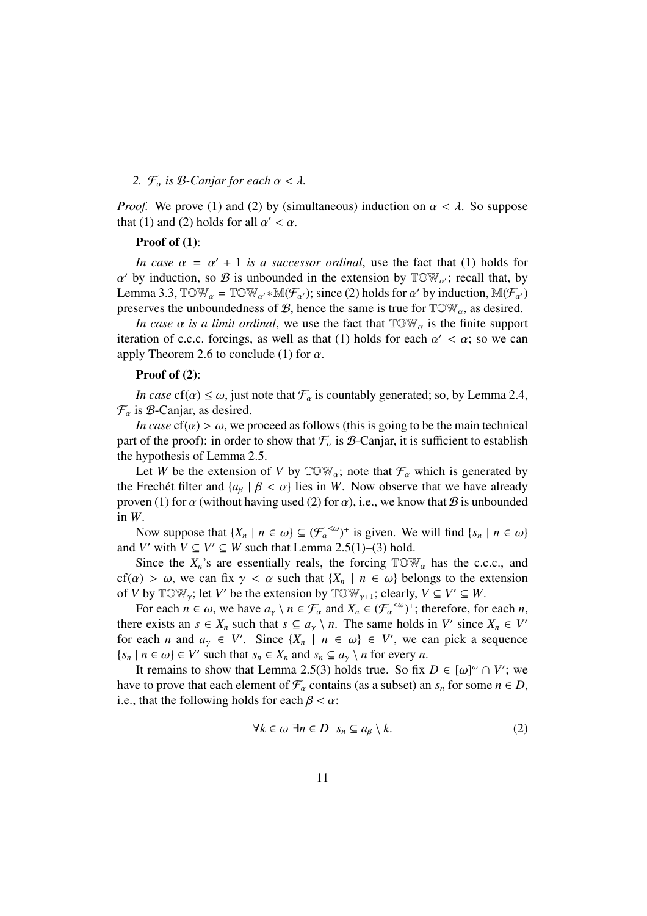2. *$\mathcal{F}_\alpha$ is $\mathcal{B}$-Canjar for each $\alpha < \lambda$.*

*Proof.* We prove (1) and (2) by (simultaneous) induction on $\alpha < \lambda$. So suppose that (1) and (2) holds for all $\alpha' < \alpha$.

**Proof of (1)**:

*In case $\alpha = \alpha' + 1$ is a successor ordinal*, use the fact that (1) holds for $\alpha'$ by induction, so $\mathcal{B}$ is unbounded in the extension by $\mathbb{TOW}_{\alpha'}$; recall that, by Lemma 3.3, $\mathbb{TOW}_\alpha = \mathbb{TOW}_{\alpha'} * \mathbb{M}(\mathcal{F}_{\alpha'})$; since (2) holds for $\alpha'$ by induction, $\mathbb{M}(\mathcal{F}_{\alpha'})$ preserves the unboundedness of $\mathcal{B}$, hence the same is true for $\mathbb{TOW}_\alpha$, as desired.

*In case $\alpha$ is a limit ordinal*, we use the fact that $\mathbb{TOW}_\alpha$ is the finite support iteration of c.c.c. forcings, as well as that (1) holds for each $\alpha' < \alpha$; so we can apply Theorem 2.6 to conclude (1) for $\alpha$.

**Proof of (2)**:

*In case* $\mathrm{cf}(\alpha) \leq \omega$, just note that $\mathcal{F}_\alpha$ is countably generated; so, by Lemma 2.4, $\mathcal{F}_\alpha$ is $\mathcal{B}$-Canjar, as desired.

*In case* $\mathrm{cf}(\alpha) > \omega$, we proceed as follows (this is going to be the main technical part of the proof): in order to show that $\mathcal{F}_\alpha$ is $\mathcal{B}$-Canjar, it is sufficient to establish the hypothesis of Lemma 2.5.

Let $W$ be the extension of $V$ by $\mathbb{TOW}_\alpha$; note that $\mathcal{F}_\alpha$ which is generated by the Frechét filter and $\{a_\beta \mid \beta < \alpha\}$ lies in $W$. Now observe that we have already proven (1) for $\alpha$ (without having used (2) for $\alpha$), i.e., we know that $\mathcal{B}$ is unbounded in $W$.

Now suppose that $\{X_n \mid n \in \omega\} \subseteq (\mathcal{F}_\alpha{}^{<\omega})^+$ is given. We will find $\{s_n \mid n \in \omega\}$ and $V'$ with $V \subseteq V' \subseteq W$ such that Lemma 2.5(1)–(3) hold.

Since the $X_n$'s are essentially reals, the forcing $\mathbb{TOW}_\alpha$ has the c.c.c., and $\mathrm{cf}(\alpha) > \omega$, we can fix $\gamma < \alpha$ such that $\{X_n \mid n \in \omega\}$ belongs to the extension of $V$ by $\mathbb{TOW}_\gamma$; let $V'$ be the extension by $\mathbb{TOW}_{\gamma+1}$; clearly, $V \subseteq V' \subseteq W$.

For each $n \in \omega$, we have $a_\gamma \setminus n \in \mathcal{F}_\alpha$ and $X_n \in (\mathcal{F}_\alpha{}^{<\omega})^+$; therefore, for each $n$, there exists an $s \in X_n$ such that $s \subseteq a_\gamma \setminus n$. The same holds in $V'$ since $X_n \in V'$ for each $n$ and $a_\gamma \in V'$. Since $\{X_n \mid n \in \omega\} \in V'$, we can pick a sequence $\{s_n \mid n \in \omega\} \in V'$ such that $s_n \in X_n$ and $s_n \subseteq a_\gamma \setminus n$ for every $n$.

It remains to show that Lemma 2.5(3) holds true. So fix $D \in [\omega]^\omega \cap V'$; we have to prove that each element of $\mathcal{F}_\alpha$ contains (as a subset) an $s_n$ for some $n \in D$, i.e., that the following holds for each $\beta < \alpha$:

$$\forall k \in \omega\ \exists n \in D\ \ s_n \subseteq a_\beta \setminus k. \tag{2}$$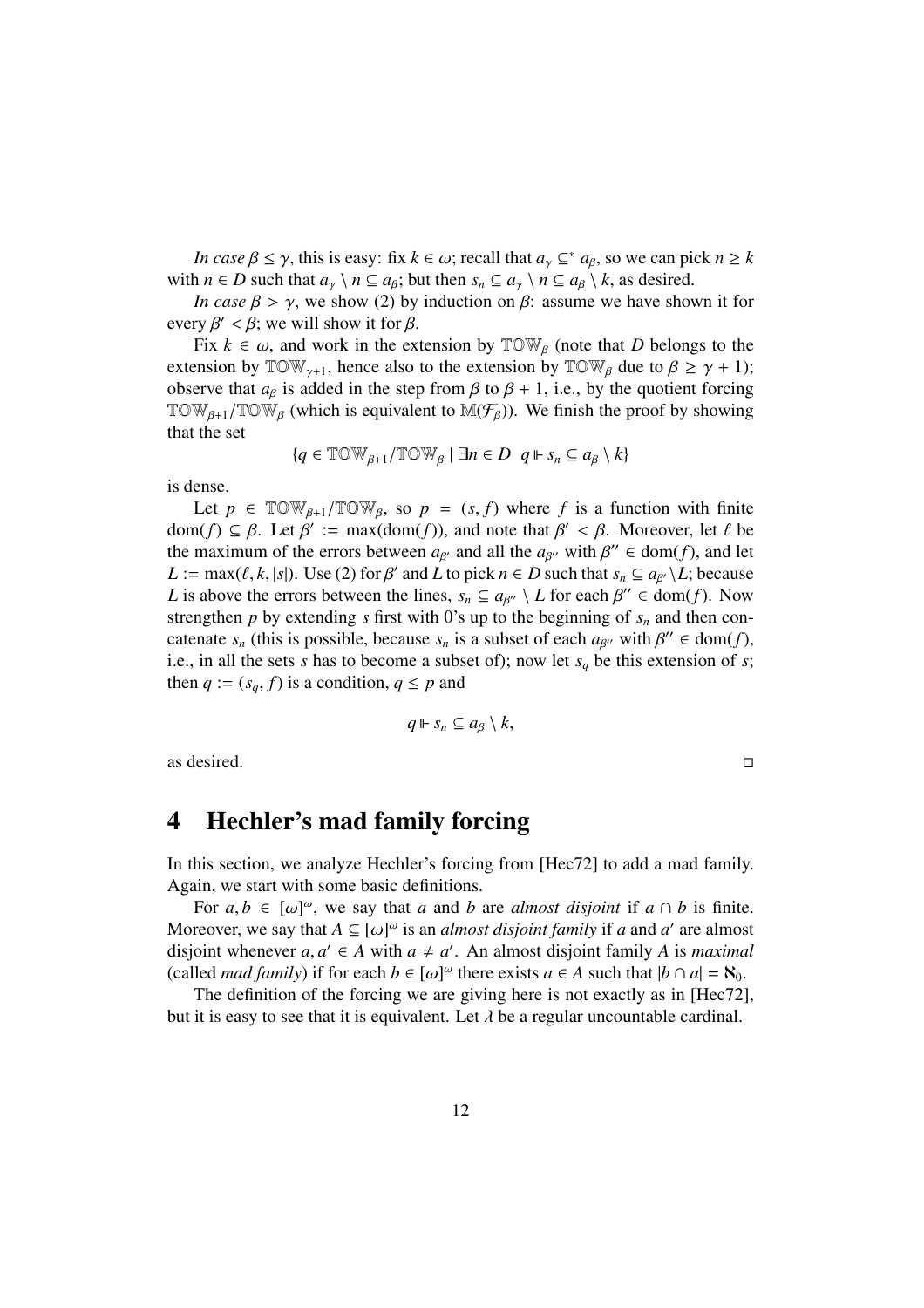*In case* $\beta \leq \gamma$, this is easy: fix $k \in \omega$; recall that $a_\gamma \subseteq^* a_\beta$, so we can pick $n \geq k$ with $n \in D$ such that $a_\gamma \setminus n \subseteq a_\beta$; but then $s_n \subseteq a_\gamma \setminus n \subseteq a_\beta \setminus k$, as desired.

*In case* $\beta > \gamma$, we show (2) by induction on $\beta$: assume we have shown it for every $\beta' < \beta$; we will show it for $\beta$.

Fix $k \in \omega$, and work in the extension by $\mathbb{TOW}_\beta$ (note that $D$ belongs to the extension by $\mathbb{TOW}_{\gamma+1}$, hence also to the extension by $\mathbb{TOW}_\beta$ due to $\beta \geq \gamma + 1$); observe that $a_\beta$ is added in the step from $\beta$ to $\beta + 1$, i.e., by the quotient forcing $\mathbb{TOW}_{\beta+1}/\mathbb{TOW}_\beta$ (which is equivalent to $\mathbb{M}(\mathcal{F}_\beta)$). We finish the proof by showing that the set

$$\{q \in \mathbb{TOW}_{\beta+1}/\mathbb{TOW}_\beta \mid \exists n \in D \;\; q \Vdash s_n \subseteq a_\beta \setminus k\}$$

is dense.

Let $p \in \mathbb{TOW}_{\beta+1}/\mathbb{TOW}_\beta$, so $p = (s, f)$ where $f$ is a function with finite $\mathrm{dom}(f) \subseteq \beta$. Let $\beta' := \max(\mathrm{dom}(f))$, and note that $\beta' < \beta$. Moreover, let $\ell$ be the maximum of the errors between $a_{\beta'}$ and all the $a_{\beta''}$ with $\beta'' \in \mathrm{dom}(f)$, and let $L := \max(\ell, k, |s|)$. Use (2) for $\beta'$ and $L$ to pick $n \in D$ such that $s_n \subseteq a_{\beta'} \setminus L$; because $L$ is above the errors between the lines, $s_n \subseteq a_{\beta''} \setminus L$ for each $\beta'' \in \mathrm{dom}(f)$. Now strengthen $p$ by extending $s$ first with 0's up to the beginning of $s_n$ and then concatenate $s_n$ (this is possible, because $s_n$ is a subset of each $a_{\beta''}$ with $\beta'' \in \mathrm{dom}(f)$, i.e., in all the sets $s$ has to become a subset of); now let $s_q$ be this extension of $s$; then $q := (s_q, f)$ is a condition, $q \leq p$ and

$$q \Vdash s_n \subseteq a_\beta \setminus k,$$

as desired. $\square$

# 4 Hechler's mad family forcing

In this section, we analyze Hechler's forcing from [Hec72] to add a mad family. Again, we start with some basic definitions.

For $a, b \in [\omega]^\omega$, we say that $a$ and $b$ are *almost disjoint* if $a \cap b$ is finite. Moreover, we say that $A \subseteq [\omega]^\omega$ is an *almost disjoint family* if $a$ and $a'$ are almost disjoint whenever $a, a' \in A$ with $a \neq a'$. An almost disjoint family $A$ is *maximal* (called *mad family*) if for each $b \in [\omega]^\omega$ there exists $a \in A$ such that $|b \cap a| = \aleph_0$.

The definition of the forcing we are giving here is not exactly as in [Hec72], but it is easy to see that it is equivalent. Let $\lambda$ be a regular uncountable cardinal.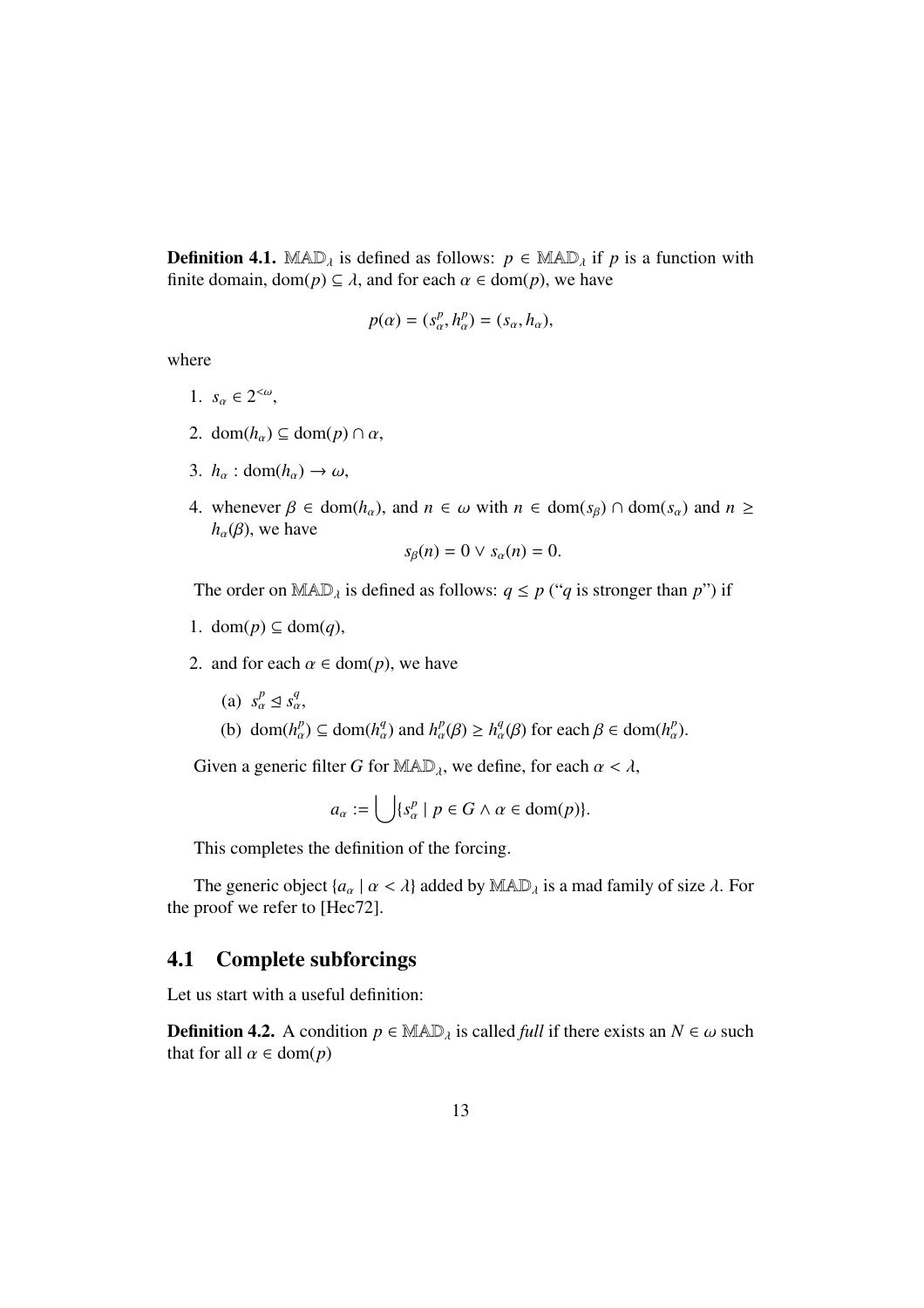**Definition 4.1.** $\mathbb{MAD}_\lambda$ is defined as follows: $p \in \mathbb{MAD}_\lambda$ if $p$ is a function with finite domain, $\mathrm{dom}(p) \subseteq \lambda$, and for each $\alpha \in \mathrm{dom}(p)$, we have

$$p(\alpha) = (s^p_\alpha, h^p_\alpha) = (s_\alpha, h_\alpha),$$

where

1. $s_\alpha \in 2^{<\omega}$,
2. $\mathrm{dom}(h_\alpha) \subseteq \mathrm{dom}(p) \cap \alpha$,
3. $h_\alpha : \mathrm{dom}(h_\alpha) \to \omega$,
4. whenever $\beta \in \mathrm{dom}(h_\alpha)$, and $n \in \omega$ with $n \in \mathrm{dom}(s_\beta) \cap \mathrm{dom}(s_\alpha)$ and $n \geq h_\alpha(\beta)$, we have
$$s_\beta(n) = 0 \vee s_\alpha(n) = 0.$$

The order on $\mathbb{MAD}_\lambda$ is defined as follows: $q \leq p$ ("$q$ is stronger than $p$") if

1. $\mathrm{dom}(p) \subseteq \mathrm{dom}(q)$,
2. and for each $\alpha \in \mathrm{dom}(p)$, we have
   (a) $s^p_\alpha \trianglelefteq s^q_\alpha$,
   (b) $\mathrm{dom}(h^p_\alpha) \subseteq \mathrm{dom}(h^q_\alpha)$ and $h^p_\alpha(\beta) \geq h^q_\alpha(\beta)$ for each $\beta \in \mathrm{dom}(h^p_\alpha)$.

Given a generic filter $G$ for $\mathbb{MAD}_\lambda$, we define, for each $\alpha < \lambda$,

$$a_\alpha := \bigcup\{s^p_\alpha \mid p \in G \wedge \alpha \in \mathrm{dom}(p)\}.$$

This completes the definition of the forcing.

The generic object $\{a_\alpha \mid \alpha < \lambda\}$ added by $\mathbb{MAD}_\lambda$ is a mad family of size $\lambda$. For the proof we refer to [Hec72].

## 4.1 Complete subforcings

Let us start with a useful definition:

**Definition 4.2.** A condition $p \in \mathbb{MAD}_\lambda$ is called *full* if there exists an $N \in \omega$ such that for all $\alpha \in \mathrm{dom}(p)$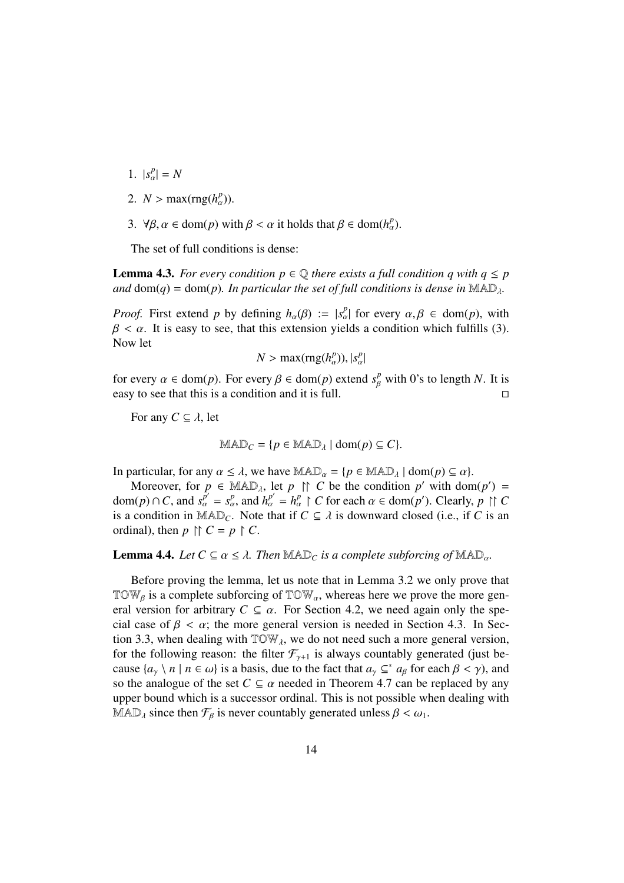1. $|s^p_\alpha| = N$
2. $N > \max(\mathrm{rng}(h^p_\alpha))$.
3. $\forall \beta, \alpha \in \mathrm{dom}(p)$ with $\beta < \alpha$ it holds that $\beta \in \mathrm{dom}(h^p_\alpha)$.

The set of full conditions is dense:

**Lemma 4.3.** *For every condition $p \in \mathbb{Q}$ there exists a full condition $q$ with $q \leq p$ and $\mathrm{dom}(q) = \mathrm{dom}(p)$. In particular the set of full conditions is dense in $\mathbb{MAD}_\lambda$.*

*Proof.* First extend $p$ by defining $h_\alpha(\beta) := |s^p_\alpha|$ for every $\alpha, \beta \in \mathrm{dom}(p)$, with $\beta < \alpha$. It is easy to see, that this extension yields a condition which fulfills (3). Now let

$$N > \max(\mathrm{rng}(h^p_\alpha)), |s^p_\alpha|$$

for every $\alpha \in \mathrm{dom}(p)$. For every $\beta \in \mathrm{dom}(p)$ extend $s^p_\beta$ with 0's to length $N$. It is easy to see that this is a condition and it is full. □

For any $C \subseteq \lambda$, let

$$\mathbb{MAD}_C = \{p \in \mathbb{MAD}_\lambda \mid \mathrm{dom}(p) \subseteq C\}.$$

In particular, for any $\alpha \leq \lambda$, we have $\mathbb{MAD}_\alpha = \{p \in \mathbb{MAD}_\lambda \mid \mathrm{dom}(p) \subseteq \alpha\}$.

Moreover, for $p \in \mathbb{MAD}_\lambda$, let $p \upharpoonright\upharpoonright C$ be the condition $p'$ with $\mathrm{dom}(p') = \mathrm{dom}(p) \cap C$, and $s^{p'}_\alpha = s^p_\alpha$, and $h^{p'}_\alpha = h^p_\alpha \upharpoonright C$ for each $\alpha \in \mathrm{dom}(p')$. Clearly, $p \upharpoonright\upharpoonright C$ is a condition in $\mathbb{MAD}_C$. Note that if $C \subseteq \lambda$ is downward closed (i.e., if $C$ is an ordinal), then $p \upharpoonright\upharpoonright C = p \upharpoonright C$.

**Lemma 4.4.** *Let $C \subseteq \alpha \leq \lambda$. Then $\mathbb{MAD}_C$ is a complete subforcing of $\mathbb{MAD}_\alpha$.*

Before proving the lemma, let us note that in Lemma 3.2 we only prove that $\mathbb{TOW}_\beta$ is a complete subforcing of $\mathbb{TOW}_\alpha$, whereas here we prove the more general version for arbitrary $C \subseteq \alpha$. For Section 4.2, we need again only the special case of $\beta < \alpha$; the more general version is needed in Section 4.3. In Section 3.3, when dealing with $\mathbb{TOW}_\lambda$, we do not need such a more general version, for the following reason: the filter $\mathcal{F}_{\gamma+1}$ is always countably generated (just because $\{a_\gamma \setminus n \mid n \in \omega\}$ is a basis, due to the fact that $a_\gamma \subseteq^* a_\beta$ for each $\beta < \gamma$), and so the analogue of the set $C \subseteq \alpha$ needed in Theorem 4.7 can be replaced by any upper bound which is a successor ordinal. This is not possible when dealing with $\mathbb{MAD}_\lambda$ since then $\mathcal{F}_\beta$ is never countably generated unless $\beta < \omega_1$.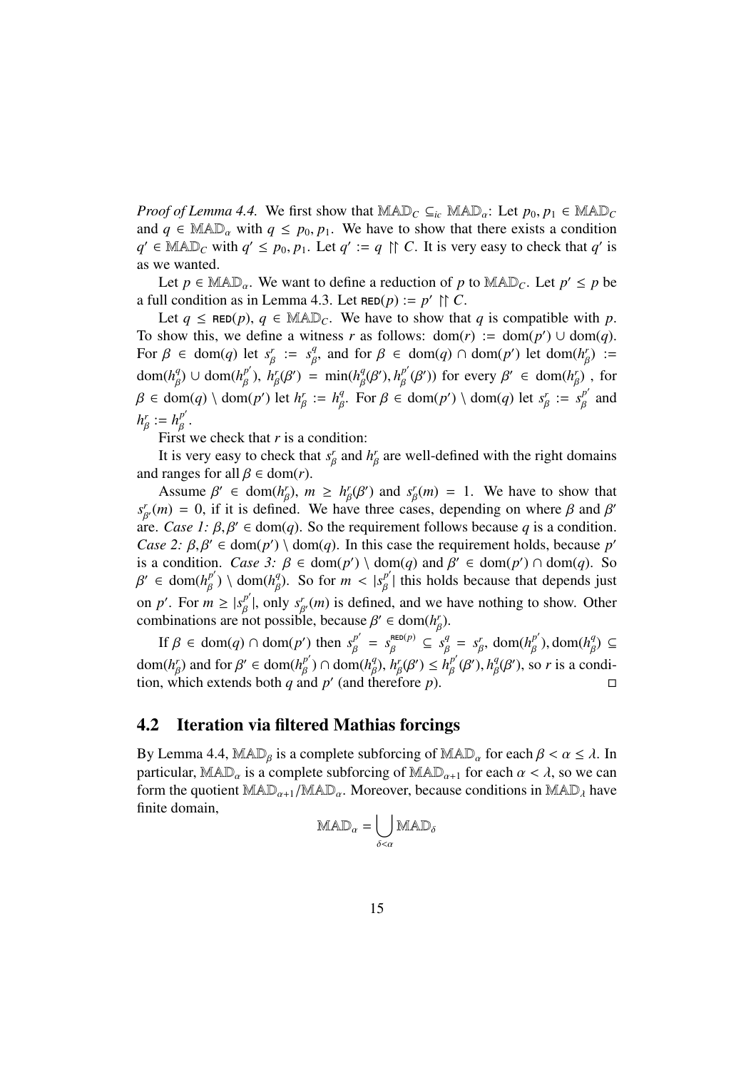*Proof of Lemma 4.4.* We first show that $\mathbb{MAD}_C \subseteq_{ic} \mathbb{MAD}_\alpha$: Let $p_0, p_1 \in \mathbb{MAD}_C$ and $q \in \mathbb{MAD}_\alpha$ with $q \leq p_0, p_1$. We have to show that there exists a condition $q' \in \mathbb{MAD}_C$ with $q' \leq p_0, p_1$. Let $q' := q \upharpoonright\upharpoonright C$. It is very easy to check that $q'$ is as we wanted.

Let $p \in \mathbb{MAD}_\alpha$. We want to define a reduction of $p$ to $\mathbb{MAD}_C$. Let $p' \leq p$ be a full condition as in Lemma 4.3. Let $\text{RED}(p) := p' \upharpoonright\upharpoonright C$.

Let $q \leq \text{RED}(p)$, $q \in \mathbb{MAD}_C$. We have to show that $q$ is compatible with $p$. To show this, we define a witness $r$ as follows: $\text{dom}(r) := \text{dom}(p') \cup \text{dom}(q)$. For $\beta \in \text{dom}(q)$ let $s^r_\beta := s^q_\beta$, and for $\beta \in \text{dom}(q) \cap \text{dom}(p')$ let $\text{dom}(h^r_\beta) := \text{dom}(h^q_\beta) \cup \text{dom}(h^{p'}_\beta)$, $h^r_\beta(\beta') = \min(h^q_\beta(\beta'), h^{p'}_\beta(\beta'))$ for every $\beta' \in \text{dom}(h^r_\beta)$ , for $\beta \in \text{dom}(q) \setminus \text{dom}(p')$ let $h^r_\beta := h^q_\beta$. For $\beta \in \text{dom}(p') \setminus \text{dom}(q)$ let $s^r_\beta := s^{p'}_\beta$ and $h^r_\beta := h^{p'}_\beta$.

First we check that $r$ is a condition:

It is very easy to check that $s^r_\beta$ and $h^r_\beta$ are well-defined with the right domains and ranges for all $\beta \in \text{dom}(r)$.

Assume $\beta' \in \text{dom}(h^r_\beta)$, $m \geq h^r_\beta(\beta')$ and $s^r_\beta(m) = 1$. We have to show that $s^r_{\beta'}(m) = 0$, if it is defined. We have three cases, depending on where $\beta$ and $\beta'$ are. *Case 1:* $\beta, \beta' \in \text{dom}(q)$. So the requirement follows because $q$ is a condition. *Case 2:* $\beta, \beta' \in \text{dom}(p') \setminus \text{dom}(q)$. In this case the requirement holds, because $p'$ is a condition. *Case 3:* $\beta \in \text{dom}(p') \setminus \text{dom}(q)$ and $\beta' \in \text{dom}(p') \cap \text{dom}(q)$. So $\beta' \in \text{dom}(h^{p'}_\beta) \setminus \text{dom}(h^q_\beta)$. So for $m < |s^{p'}_\beta|$ this holds because that depends just on $p'$. For $m \geq |s^{p'}_\beta|$, only $s^r_{\beta'}(m)$ is defined, and we have nothing to show. Other combinations are not possible, because $\beta' \in \text{dom}(h^r_\beta)$.

If $\beta \in \text{dom}(q) \cap \text{dom}(p')$ then $s^{p'}_\beta = s^{\text{RED}(p)}_\beta \subseteq s^q_\beta = s^r_\beta$, $\text{dom}(h^{p'}_\beta), \text{dom}(h^q_\beta) \subseteq \text{dom}(h^r_\beta)$ and for $\beta' \in \text{dom}(h^{p'}_\beta) \cap \text{dom}(h^q_\beta)$, $h^r_\beta(\beta') \leq h^{p'}_\beta(\beta'), h^q_\beta(\beta')$, so $r$ is a condition, which extends both $q$ and $p'$ (and therefore $p$). $\square$

## 4.2 Iteration via filtered Mathias forcings

By Lemma 4.4, $\mathbb{MAD}_\beta$ is a complete subforcing of $\mathbb{MAD}_\alpha$ for each $\beta < \alpha \leq \lambda$. In particular, $\mathbb{MAD}_\alpha$ is a complete subforcing of $\mathbb{MAD}_{\alpha+1}$ for each $\alpha < \lambda$, so we can form the quotient $\mathbb{MAD}_{\alpha+1}/\mathbb{MAD}_\alpha$. Moreover, because conditions in $\mathbb{MAD}_\lambda$ have finite domain,

$$\mathbb{MAD}_\alpha = \bigcup_{\delta<\alpha} \mathbb{MAD}_\delta$$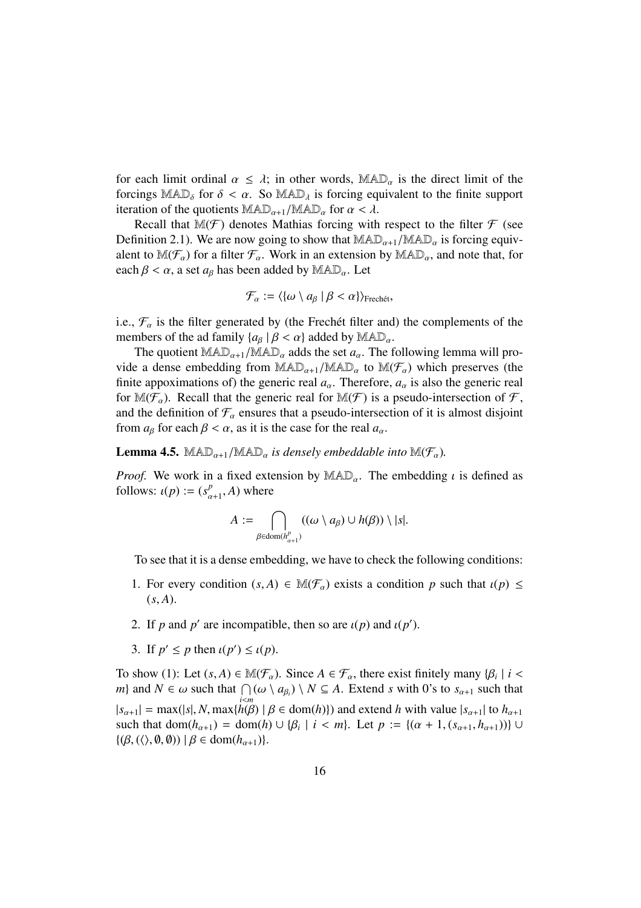for each limit ordinal $\alpha \leq \lambda$; in other words, $\mathbb{MAD}_\alpha$ is the direct limit of the forcings $\mathbb{MAD}_\delta$ for $\delta < \alpha$. So $\mathbb{MAD}_\lambda$ is forcing equivalent to the finite support iteration of the quotients $\mathbb{MAD}_{\alpha+1}/\mathbb{MAD}_\alpha$ for $\alpha < \lambda$.

Recall that $\mathbb{M}(\mathcal{F})$ denotes Mathias forcing with respect to the filter $\mathcal{F}$ (see Definition 2.1). We are now going to show that $\mathbb{MAD}_{\alpha+1}/\mathbb{MAD}_\alpha$ is forcing equivalent to $\mathbb{M}(\mathcal{F}_\alpha)$ for a filter $\mathcal{F}_\alpha$. Work in an extension by $\mathbb{MAD}_\alpha$, and note that, for each $\beta < \alpha$, a set $a_\beta$ has been added by $\mathbb{MAD}_\alpha$. Let

$$\mathcal{F}_\alpha := \langle\{\omega \setminus a_\beta \mid \beta < \alpha\}\rangle_{\text{Frechét}},$$

i.e., $\mathcal{F}_\alpha$ is the filter generated by (the Frechét filter and) the complements of the members of the ad family $\{a_\beta \mid \beta < \alpha\}$ added by $\mathbb{MAD}_\alpha$.

The quotient $\mathbb{MAD}_{\alpha+1}/\mathbb{MAD}_\alpha$ adds the set $a_\alpha$. The following lemma will provide a dense embedding from $\mathbb{MAD}_{\alpha+1}/\mathbb{MAD}_\alpha$ to $\mathbb{M}(\mathcal{F}_\alpha)$ which preserves (the finite appoximations of) the generic real $a_\alpha$. Therefore, $a_\alpha$ is also the generic real for $\mathbb{M}(\mathcal{F}_\alpha)$. Recall that the generic real for $\mathbb{M}(\mathcal{F})$ is a pseudo-intersection of $\mathcal{F}$, and the definition of $\mathcal{F}_\alpha$ ensures that a pseudo-intersection of it is almost disjoint from $a_\beta$ for each $\beta < \alpha$, as it is the case for the real $a_\alpha$.

**Lemma 4.5.** *$\mathbb{MAD}_{\alpha+1}/\mathbb{MAD}_\alpha$ is densely embeddable into $\mathbb{M}(\mathcal{F}_\alpha)$.*

*Proof.* We work in a fixed extension by $\mathbb{MAD}_\alpha$. The embedding $\iota$ is defined as follows: $\iota(p) := (s^p_{\alpha+1}, A)$ where

$$A := \bigcap_{\beta \in \operatorname{dom}(h^p_{\alpha+1})} ((\omega \setminus a_\beta) \cup h(\beta)) \setminus |s|.$$

To see that it is a dense embedding, we have to check the following conditions:

1. For every condition $(s, A) \in \mathbb{M}(\mathcal{F}_\alpha)$ exists a condition $p$ such that $\iota(p) \leq (s, A)$.
2. If $p$ and $p'$ are incompatible, then so are $\iota(p)$ and $\iota(p')$.
3. If $p' \leq p$ then $\iota(p') \leq \iota(p)$.

To show (1): Let $(s, A) \in \mathbb{M}(\mathcal{F}_\alpha)$. Since $A \in \mathcal{F}_\alpha$, there exist finitely many $\{\beta_i \mid i < m\}$ and $N \in \omega$ such that $\bigcap_{i<m}(\omega \setminus a_{\beta_i}) \setminus N \subseteq A$. Extend $s$ with 0's to $s_{\alpha+1}$ such that $|s_{\alpha+1}| = \max(|s|, N, \max\{h(\beta) \mid \beta \in \operatorname{dom}(h)\})$ and extend $h$ with value $|s_{\alpha+1}|$ to $h_{\alpha+1}$ such that $\operatorname{dom}(h_{\alpha+1}) = \operatorname{dom}(h) \cup \{\beta_i \mid i < m\}$. Let $p := \{(\alpha + 1, (s_{\alpha+1}, h_{\alpha+1}))\} \cup \{(\beta, (\langle\rangle, \emptyset, \emptyset)) \mid \beta \in \operatorname{dom}(h_{\alpha+1})\}$.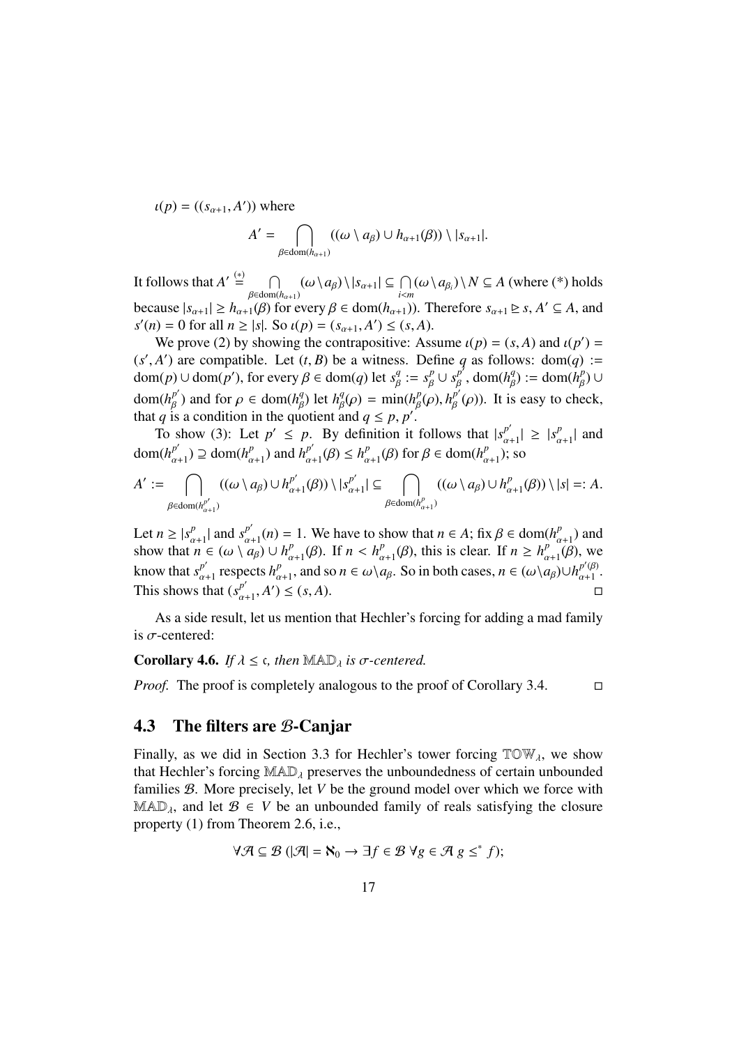$\iota(p) = ((s_{\alpha+1}, A'))$ where

$$A' = \bigcap_{\beta \in \mathrm{dom}(h_{\alpha+1})} ((\omega \setminus a_\beta) \cup h_{\alpha+1}(\beta)) \setminus |s_{\alpha+1}|.$$

It follows that $A' \overset{(*)}{=} \bigcap_{\beta \in \mathrm{dom}(h_{\alpha+1})} (\omega \setminus a_\beta) \setminus |s_{\alpha+1}| \subseteq \bigcap_{i<m} (\omega \setminus a_{\beta_i}) \setminus N \subseteq A$ (where (\*) holds because $|s_{\alpha+1}| \geq h_{\alpha+1}(\beta)$ for every $\beta \in \mathrm{dom}(h_{\alpha+1})$). Therefore $s_{\alpha+1} \trianglerighteq s$, $A' \subseteq A$, and $s'(n) = 0$ for all $n \geq |s|$. So $\iota(p) = (s_{\alpha+1}, A') \leq (s, A)$.

We prove (2) by showing the contrapositive: Assume $\iota(p) = (s, A)$ and $\iota(p') = (s', A')$ are compatible. Let $(t, B)$ be a witness. Define $q$ as follows: $\mathrm{dom}(q) := \mathrm{dom}(p) \cup \mathrm{dom}(p')$, for every $\beta \in \mathrm{dom}(q)$ let $s^q_\beta := s^p_\beta \cup s^{p'}_\beta$, $\mathrm{dom}(h^q_\beta) := \mathrm{dom}(h^p_\beta) \cup \mathrm{dom}(h^{p'}_\beta)$ and for $\rho \in \mathrm{dom}(h^q_\beta)$ let $h^q_\beta(\rho) = \min(h^p_\beta(\rho), h^{p'}_\beta(\rho))$. It is easy to check, that $q$ is a condition in the quotient and $q \leq p, p'$.

To show (3): Let $p' \leq p$. By definition it follows that $|s^{p'}_{\alpha+1}| \geq |s^p_{\alpha+1}|$ and $\mathrm{dom}(h^{p'}_{\alpha+1}) \supseteq \mathrm{dom}(h^p_{\alpha+1})$ and $h^{p'}_{\alpha+1}(\beta) \leq h^p_{\alpha+1}(\beta)$ for $\beta \in \mathrm{dom}(h^p_{\alpha+1})$; so

$$A' := \bigcap_{\beta \in \mathrm{dom}(h^{p'}_{\alpha+1})} ((\omega \setminus a_\beta) \cup h^{p'}_{\alpha+1}(\beta)) \setminus |s^{p'}_{\alpha+1}| \subseteq \bigcap_{\beta \in \mathrm{dom}(h^p_{\alpha+1})} ((\omega \setminus a_\beta) \cup h^p_{\alpha+1}(\beta)) \setminus |s| =: A.$$

Let $n \geq |s^p_{\alpha+1}|$ and $s^{p'}_{\alpha+1}(n) = 1$. We have to show that $n \in A$; fix $\beta \in \mathrm{dom}(h^p_{\alpha+1})$ and show that $n \in (\omega \setminus a_\beta) \cup h^p_{\alpha+1}(\beta)$. If $n < h^p_{\alpha+1}(\beta)$, this is clear. If $n \geq h^p_{\alpha+1}(\beta)$, we know that $s^{p'}_{\alpha+1}$ respects $h^p_{\alpha+1}$, and so $n \in \omega \setminus a_\beta$. So in both cases, $n \in (\omega \setminus a_\beta) \cup h^{p'(\beta)}_{\alpha+1}$. This shows that $(s^{p'}_{\alpha+1}, A') \leq (s, A)$. □

As a side result, let us mention that Hechler's forcing for adding a mad family is $\sigma$-centered:

**Corollary 4.6.** *If $\lambda \leq \mathfrak{c}$, then $\mathbb{MAD}_\lambda$ is $\sigma$-centered.*

*Proof.* The proof is completely analogous to the proof of Corollary 3.4. □

## 4.3 The filters are $\mathcal{B}$-Canjar

Finally, as we did in Section 3.3 for Hechler's tower forcing $\mathbb{TOW}_\lambda$, we show that Hechler's forcing $\mathbb{MAD}_\lambda$ preserves the unboundedness of certain unbounded families $\mathcal{B}$. More precisely, let $V$ be the ground model over which we force with $\mathbb{MAD}_\lambda$, and let $\mathcal{B} \in V$ be an unbounded family of reals satisfying the closure property (1) from Theorem 2.6, i.e.,

$$\forall \mathcal{A} \subseteq \mathcal{B}\ (|\mathcal{A}| = \aleph_0 \rightarrow \exists f \in \mathcal{B}\ \forall g \in \mathcal{A}\ g \leq^* f);$$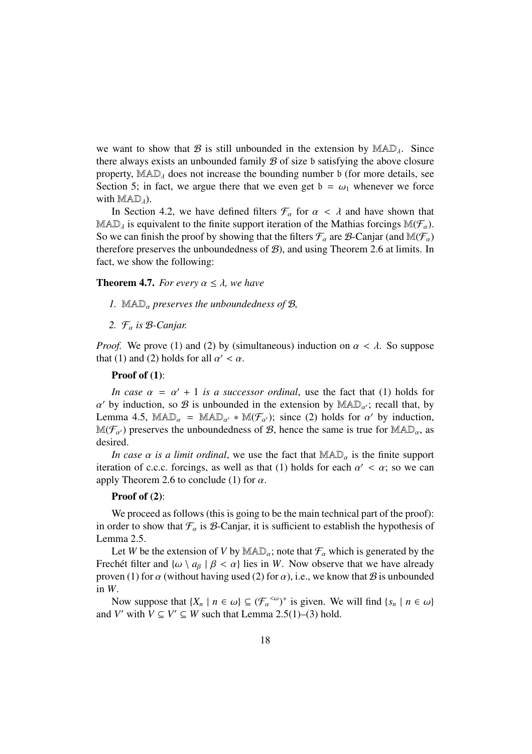we want to show that $\mathcal{B}$ is still unbounded in the extension by $\mathbb{MAD}_\lambda$. Since there always exists an unbounded family $\mathcal{B}$ of size $\mathfrak{b}$ satisfying the above closure property, $\mathbb{MAD}_\lambda$ does not increase the bounding number $\mathfrak{b}$ (for more details, see Section 5; in fact, we argue there that we even get $\mathfrak{b} = \omega_1$ whenever we force with $\mathbb{MAD}_\lambda$).

In Section 4.2, we have defined filters $\mathcal{F}_\alpha$ for $\alpha < \lambda$ and have shown that $\mathbb{MAD}_\lambda$ is equivalent to the finite support iteration of the Mathias forcings $\mathbb{M}(\mathcal{F}_\alpha)$. So we can finish the proof by showing that the filters $\mathcal{F}_\alpha$ are $\mathcal{B}$-Canjar (and $\mathbb{M}(\mathcal{F}_\alpha)$ therefore preserves the unboundedness of $\mathcal{B}$), and using Theorem 2.6 at limits. In fact, we show the following:

**Theorem 4.7.** *For every $\alpha \leq \lambda$, we have*

1. *$\mathbb{MAD}_\alpha$ preserves the unboundedness of $\mathcal{B}$,*
2. *$\mathcal{F}_\alpha$ is $\mathcal{B}$-Canjar.*

*Proof.* We prove (1) and (2) by (simultaneous) induction on $\alpha < \lambda$. So suppose that (1) and (2) holds for all $\alpha' < \alpha$.

**Proof of (1)**:

*In case $\alpha = \alpha' + 1$ is a successor ordinal*, use the fact that (1) holds for $\alpha'$ by induction, so $\mathcal{B}$ is unbounded in the extension by $\mathbb{MAD}_{\alpha'}$; recall that, by Lemma 4.5, $\mathbb{MAD}_\alpha = \mathbb{MAD}_{\alpha'} * \mathbb{M}(\mathcal{F}_{\alpha'})$; since (2) holds for $\alpha'$ by induction, $\mathbb{M}(\mathcal{F}_{\alpha'})$ preserves the unboundedness of $\mathcal{B}$, hence the same is true for $\mathbb{MAD}_\alpha$, as desired.

*In case $\alpha$ is a limit ordinal*, we use the fact that $\mathbb{MAD}_\alpha$ is the finite support iteration of c.c.c. forcings, as well as that (1) holds for each $\alpha' < \alpha$; so we can apply Theorem 2.6 to conclude (1) for $\alpha$.

**Proof of (2)**:

We proceed as follows (this is going to be the main technical part of the proof): in order to show that $\mathcal{F}_\alpha$ is $\mathcal{B}$-Canjar, it is sufficient to establish the hypothesis of Lemma 2.5.

Let $W$ be the extension of $V$ by $\mathbb{MAD}_\alpha$; note that $\mathcal{F}_\alpha$ which is generated by the Frechét filter and $\{\omega \setminus a_\beta \mid \beta < \alpha\}$ lies in $W$. Now observe that we have already proven (1) for $\alpha$ (without having used (2) for $\alpha$), i.e., we know that $\mathcal{B}$ is unbounded in $W$.

Now suppose that $\{X_n \mid n \in \omega\} \subseteq ({\mathcal{F}_\alpha}^{<\omega})^+$ is given. We will find $\{s_n \mid n \in \omega\}$ and $V'$ with $V \subseteq V' \subseteq W$ such that Lemma 2.5(1)–(3) hold.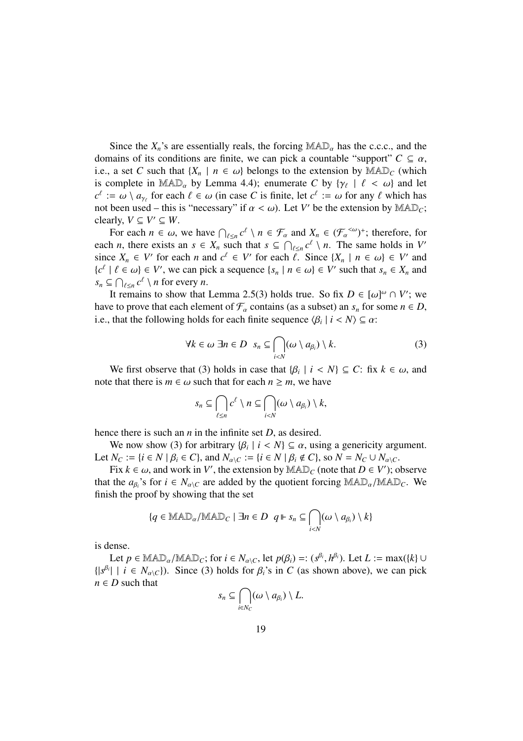Since the $X_n$'s are essentially reals, the forcing $\mathbb{MAD}_\alpha$ has the c.c.c., and the domains of its conditions are finite, we can pick a countable "support" $C \subseteq \alpha$, i.e., a set $C$ such that $\{X_n \mid n \in \omega\}$ belongs to the extension by $\mathbb{MAD}_C$ (which is complete in $\mathbb{MAD}_\alpha$ by Lemma 4.4); enumerate $C$ by $\{\gamma_\ell \mid \ell < \omega\}$ and let $c^\ell := \omega \setminus a_{\gamma_\ell}$ for each $\ell \in \omega$ (in case $C$ is finite, let $c^\ell := \omega$ for any $\ell$ which has not been used – this is "necessary" if $\alpha < \omega$). Let $V'$ be the extension by $\mathbb{MAD}_C$; clearly, $V \subseteq V' \subseteq W$.

For each $n \in \omega$, we have $\bigcap_{\ell \leq n} c^\ell \setminus n \in \mathcal{F}_\alpha$ and $X_n \in ({\mathcal{F}_\alpha}^{<\omega})^+$; therefore, for each $n$, there exists an $s \in X_n$ such that $s \subseteq \bigcap_{\ell \leq n} c^\ell \setminus n$. The same holds in $V'$ since $X_n \in V'$ for each $n$ and $c^\ell \in V'$ for each $\ell$. Since $\{X_n \mid n \in \omega\} \in V'$ and $\{c^\ell \mid \ell \in \omega\} \in V'$, we can pick a sequence $\{s_n \mid n \in \omega\} \in V'$ such that $s_n \in X_n$ and $s_n \subseteq \bigcap_{\ell \leq n} c^\ell \setminus n$ for every $n$.

It remains to show that Lemma 2.5(3) holds true. So fix $D \in [\omega]^\omega \cap V'$; we have to prove that each element of $\mathcal{F}_\alpha$ contains (as a subset) an $s_n$ for some $n \in D$, i.e., that the following holds for each finite sequence $\langle \beta_i \mid i < N \rangle \subseteq \alpha$:

$$\forall k \in \omega \; \exists n \in D \;\; s_n \subseteq \bigcap_{i<N} (\omega \setminus a_{\beta_i}) \setminus k. \tag{3}$$

We first observe that (3) holds in case that $\{\beta_i \mid i < N\} \subseteq C$: fix $k \in \omega$, and note that there is $m \in \omega$ such that for each $n \geq m$, we have

$$s_n \subseteq \bigcap_{\ell \leq n} c^\ell \setminus n \subseteq \bigcap_{i<N} (\omega \setminus a_{\beta_i}) \setminus k,$$

hence there is such an $n$ in the infinite set $D$, as desired.

We now show (3) for arbitrary $\{\beta_i \mid i < N\} \subseteq \alpha$, using a genericity argument. Let $N_C := \{i \in N \mid \beta_i \in C\}$, and $N_{\alpha \setminus C} := \{i \in N \mid \beta_i \notin C\}$, so $N = N_C \cup N_{\alpha \setminus C}$.

Fix $k \in \omega$, and work in $V'$, the extension by $\mathbb{MAD}_C$ (note that $D \in V'$); observe that the $a_{\beta_i}$'s for $i \in N_{\alpha \setminus C}$ are added by the quotient forcing $\mathbb{MAD}_\alpha / \mathbb{MAD}_C$. We finish the proof by showing that the set

$$\{q \in \mathbb{MAD}_\alpha / \mathbb{MAD}_C \mid \exists n \in D \;\; q \Vdash s_n \subseteq \bigcap_{i<N} (\omega \setminus a_{\beta_i}) \setminus k\}$$

is dense.

Let $p \in \mathbb{MAD}_\alpha / \mathbb{MAD}_C$; for $i \in N_{\alpha \setminus C}$, let $p(\beta_i) =: (s^{\beta_i}, h^{\beta_i})$. Let $L := \max(\{k\} \cup \{|s^{\beta_i}| \mid i \in N_{\alpha \setminus C}\})$. Since (3) holds for $\beta_i$'s in $C$ (as shown above), we can pick $n \in D$ such that

$$s_n \subseteq \bigcap_{i \in N_C} (\omega \setminus a_{\beta_i}) \setminus L.$$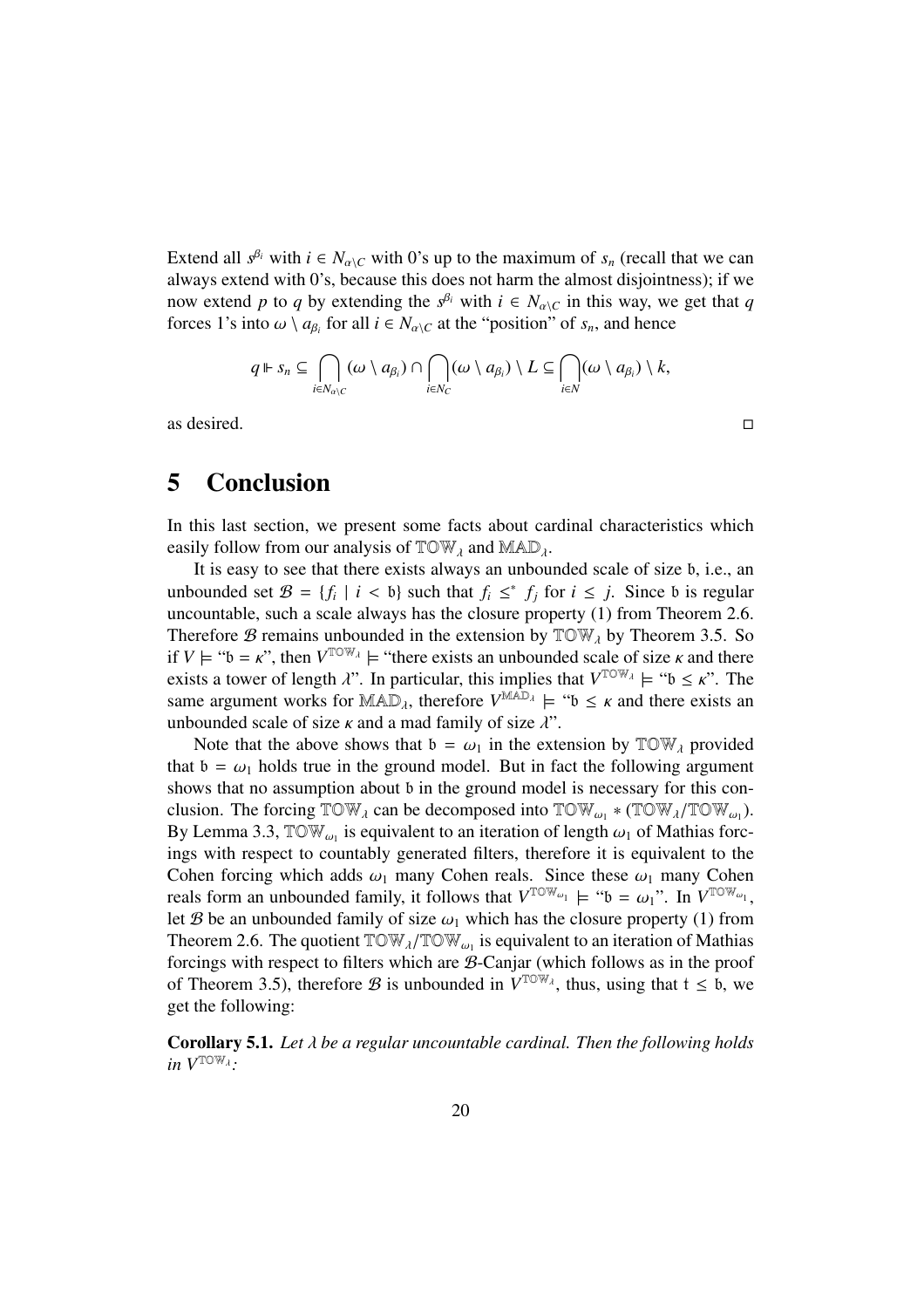Extend all $s^{\beta_i}$ with $i \in N_{\alpha \setminus C}$ with 0's up to the maximum of $s_n$ (recall that we can always extend with 0's, because this does not harm the almost disjointness); if we now extend $p$ to $q$ by extending the $s^{\beta_i}$ with $i \in N_{\alpha \setminus C}$ in this way, we get that $q$ forces 1's into $\omega \setminus a_{\beta_i}$ for all $i \in N_{\alpha \setminus C}$ at the "position" of $s_n$, and hence

$$q \Vdash s_n \subseteq \bigcap_{i \in N_{\alpha \setminus C}} (\omega \setminus a_{\beta_i}) \cap \bigcap_{i \in N_C} (\omega \setminus a_{\beta_i}) \setminus L \subseteq \bigcap_{i \in N} (\omega \setminus a_{\beta_i}) \setminus k,$$

as desired. □

# 5 Conclusion

In this last section, we present some facts about cardinal characteristics which easily follow from our analysis of $\mathbb{TOW}_\lambda$ and $\mathbb{MAD}_\lambda$.

It is easy to see that there exists always an unbounded scale of size $\mathfrak{b}$, i.e., an unbounded set $\mathcal{B} = \{f_i \mid i < \mathfrak{b}\}$ such that $f_i \leq^* f_j$ for $i \leq j$. Since $\mathfrak{b}$ is regular uncountable, such a scale always has the closure property (1) from Theorem 2.6. Therefore $\mathcal{B}$ remains unbounded in the extension by $\mathbb{TOW}_\lambda$ by Theorem 3.5. So if $V \models$ "$\mathfrak{b} = \kappa$", then $V^{\mathbb{TOW}_\lambda} \models$ "there exists an unbounded scale of size $\kappa$ and there exists a tower of length $\lambda$". In particular, this implies that $V^{\mathbb{TOW}_\lambda} \models$ "$\mathfrak{b} \leq \kappa$". The same argument works for $\mathbb{MAD}_\lambda$, therefore $V^{\mathbb{MAD}_\lambda} \models$ "$\mathfrak{b} \leq \kappa$ and there exists an unbounded scale of size $\kappa$ and a mad family of size $\lambda$".

Note that the above shows that $\mathfrak{b} = \omega_1$ in the extension by $\mathbb{TOW}_\lambda$ provided that $\mathfrak{b} = \omega_1$ holds true in the ground model. But in fact the following argument shows that no assumption about $\mathfrak{b}$ in the ground model is necessary for this conclusion. The forcing $\mathbb{TOW}_\lambda$ can be decomposed into $\mathbb{TOW}_{\omega_1} * (\mathbb{TOW}_\lambda / \mathbb{TOW}_{\omega_1})$. By Lemma 3.3, $\mathbb{TOW}_{\omega_1}$ is equivalent to an iteration of length $\omega_1$ of Mathias forcings with respect to countably generated filters, therefore it is equivalent to the Cohen forcing which adds $\omega_1$ many Cohen reals. Since these $\omega_1$ many Cohen reals form an unbounded family, it follows that $V^{\mathbb{TOW}_{\omega_1}} \models$ "$\mathfrak{b} = \omega_1$". In $V^{\mathbb{TOW}_{\omega_1}}$, let $\mathcal{B}$ be an unbounded family of size $\omega_1$ which has the closure property (1) from Theorem 2.6. The quotient $\mathbb{TOW}_\lambda / \mathbb{TOW}_{\omega_1}$ is equivalent to an iteration of Mathias forcings with respect to filters which are $\mathcal{B}$-Canjar (which follows as in the proof of Theorem 3.5), therefore $\mathcal{B}$ is unbounded in $V^{\mathbb{TOW}_\lambda}$, thus, using that $\mathfrak{t} \leq \mathfrak{b}$, we get the following:

**Corollary 5.1.** *Let $\lambda$ be a regular uncountable cardinal. Then the following holds in $V^{\mathbb{TOW}_\lambda}$:*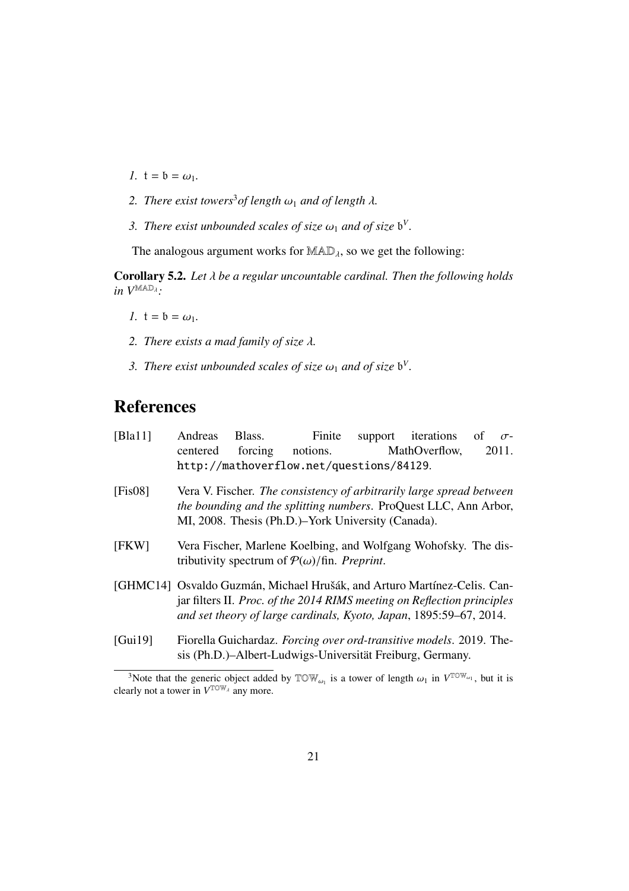*1.* $\mathfrak{t} = \mathfrak{b} = \omega_1$.

*2. There exist towers*[3] *of length* $\omega_1$ *and of length* $\lambda$.

*3. There exist unbounded scales of size* $\omega_1$ *and of size* $\mathfrak{b}^V$.

The analogous argument works for $\mathbb{MAD}_\lambda$, so we get the following:

**Corollary 5.2.** *Let* $\lambda$ *be a regular uncountable cardinal. Then the following holds in* $V^{\mathbb{MAD}_\lambda}$*:*

*1.* $\mathfrak{t} = \mathfrak{b} = \omega_1$.

*2. There exists a mad family of size* $\lambda$.

*3. There exist unbounded scales of size* $\omega_1$ *and of size* $\mathfrak{b}^V$.

# References

[Bla11] Andreas Blass. Finite support iterations of $\sigma$-centered forcing notions. MathOverflow, 2011. http://mathoverflow.net/questions/84129.

[Fis08] Vera V. Fischer. *The consistency of arbitrarily large spread between the bounding and the splitting numbers*. ProQuest LLC, Ann Arbor, MI, 2008. Thesis (Ph.D.)–York University (Canada).

[FKW] Vera Fischer, Marlene Koelbing, and Wolfgang Wohofsky. The distributivity spectrum of $\mathcal{P}(\omega)/\text{fin}$. *Preprint*.

[GHMC14] Osvaldo Guzmán, Michael Hrušák, and Arturo Martínez-Celis. Canjar filters II. *Proc. of the 2014 RIMS meeting on Reflection principles and set theory of large cardinals, Kyoto, Japan*, 1895:59–67, 2014.

[Gui19] Fiorella Guichardaz. *Forcing over ord-transitive models*. 2019. Thesis (Ph.D.)–Albert-Ludwigs-Universität Freiburg, Germany.

[3] Note that the generic object added by $\mathbb{TOW}_{\omega_1}$ is a tower of length $\omega_1$ in $V^{\mathbb{TOW}_{\omega_1}}$, but it is clearly not a tower in $V^{\mathbb{TOW}_\lambda}$ any more.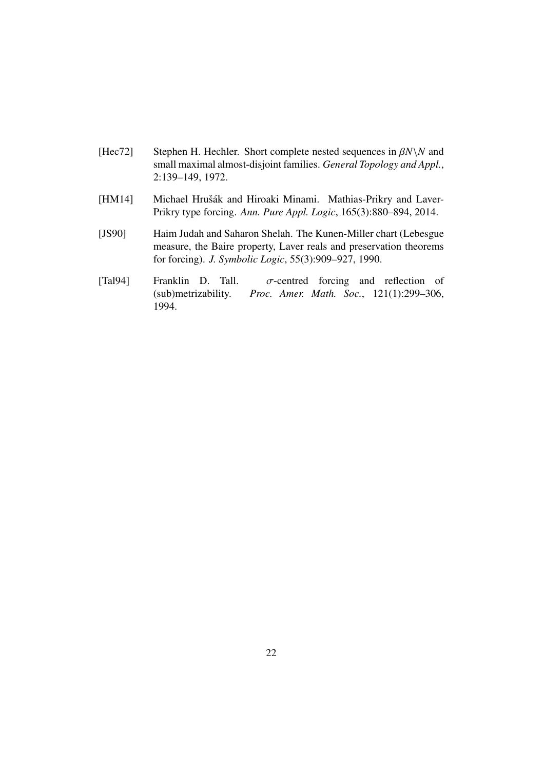[Hec72] Stephen H. Hechler. Short complete nested sequences in $\beta N \setminus N$ and small maximal almost-disjoint families. *General Topology and Appl.*, 2:139–149, 1972.

[HM14] Michael Hrušák and Hiroaki Minami. Mathias-Prikry and Laver-Prikry type forcing. *Ann. Pure Appl. Logic*, 165(3):880–894, 2014.

[JS90] Haim Judah and Saharon Shelah. The Kunen-Miller chart (Lebesgue measure, the Baire property, Laver reals and preservation theorems for forcing). *J. Symbolic Logic*, 55(3):909–927, 1990.

[Tal94] Franklin D. Tall. $\sigma$-centred forcing and reflection of (sub)metrizability. *Proc. Amer. Math. Soc.*, 121(1):299–306, 1994.